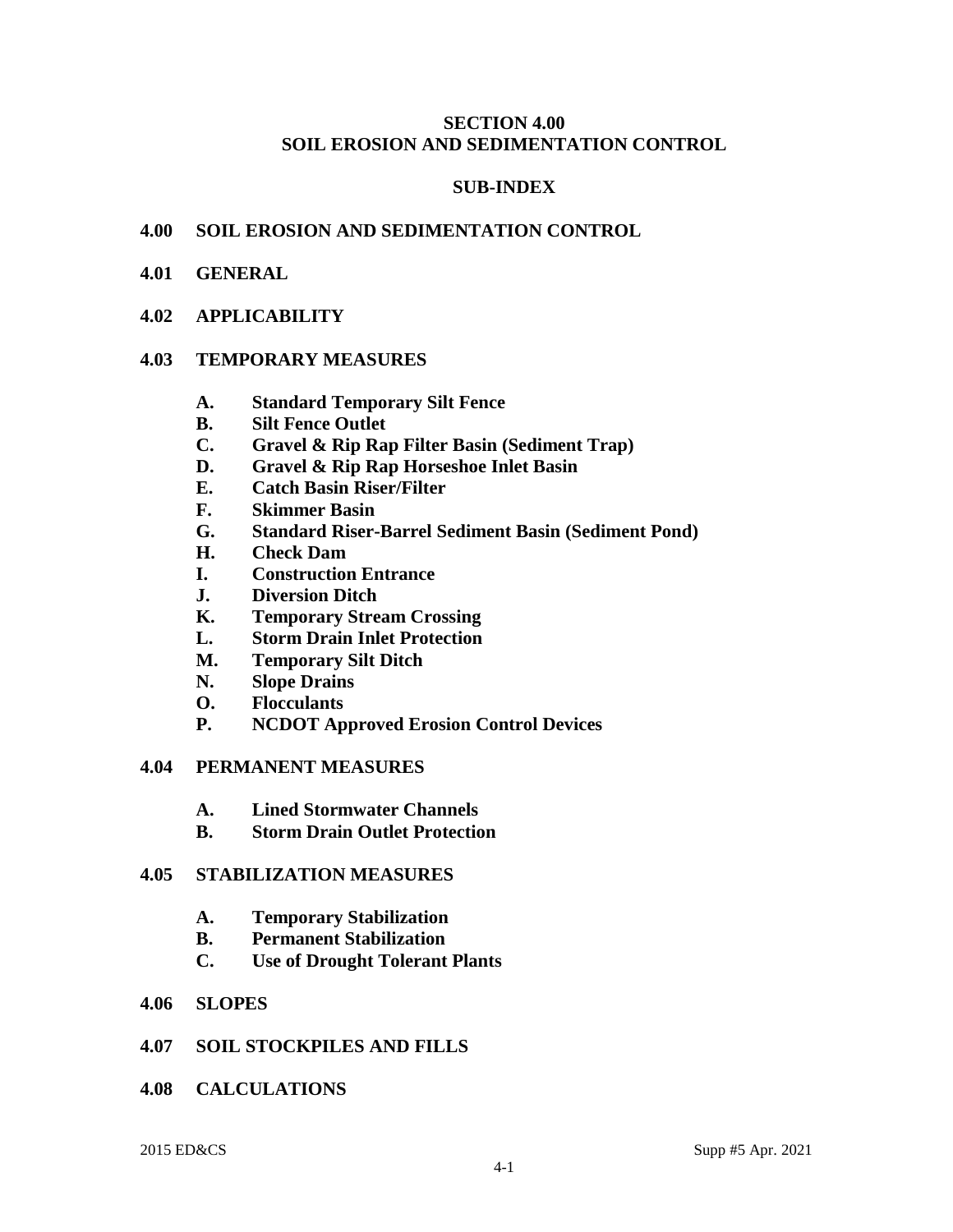# SECTION 4.00
# SOIL EROSION AND SEDIMENTATION CONTROL

## SUB-INDEX

**4.00 SOIL EROSION AND SEDIMENTATION CONTROL**

**4.01 GENERAL**

**4.02 APPLICABILITY**

**4.03 TEMPORARY MEASURES**

- **A. Standard Temporary Silt Fence**
- **B. Silt Fence Outlet**
- **C. Gravel & Rip Rap Filter Basin (Sediment Trap)**
- **D. Gravel & Rip Rap Horseshoe Inlet Basin**
- **E. Catch Basin Riser/Filter**
- **F. Skimmer Basin**
- **G. Standard Riser-Barrel Sediment Basin (Sediment Pond)**
- **H. Check Dam**
- **I. Construction Entrance**
- **J. Diversion Ditch**
- **K. Temporary Stream Crossing**
- **L. Storm Drain Inlet Protection**
- **M. Temporary Silt Ditch**
- **N. Slope Drains**
- **O. Flocculants**
- **P. NCDOT Approved Erosion Control Devices**

**4.04 PERMANENT MEASURES**

- **A. Lined Stormwater Channels**
- **B. Storm Drain Outlet Protection**

**4.05 STABILIZATION MEASURES**

- **A. Temporary Stabilization**
- **B. Permanent Stabilization**
- **C. Use of Drought Tolerant Plants**

**4.06 SLOPES**

**4.07 SOIL STOCKPILES AND FILLS**

**4.08 CALCULATIONS**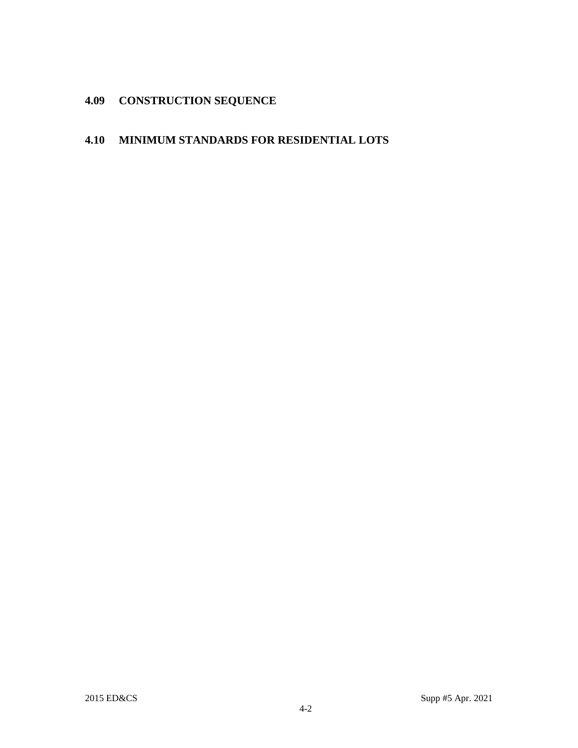## 4.09 CONSTRUCTION SEQUENCE

## 4.10 MINIMUM STANDARDS FOR RESIDENTIAL LOTS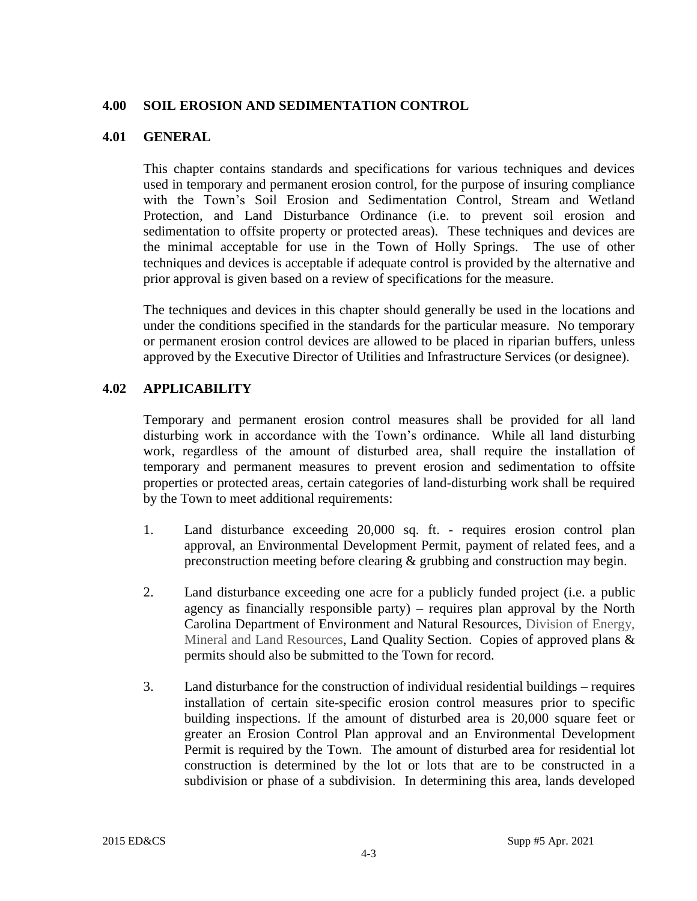# 4.00 SOIL EROSION AND SEDIMENTATION CONTROL

## 4.01 GENERAL

This chapter contains standards and specifications for various techniques and devices used in temporary and permanent erosion control, for the purpose of insuring compliance with the Town's Soil Erosion and Sedimentation Control, Stream and Wetland Protection, and Land Disturbance Ordinance (i.e. to prevent soil erosion and sedimentation to offsite property or protected areas). These techniques and devices are the minimal acceptable for use in the Town of Holly Springs. The use of other techniques and devices is acceptable if adequate control is provided by the alternative and prior approval is given based on a review of specifications for the measure.

The techniques and devices in this chapter should generally be used in the locations and under the conditions specified in the standards for the particular measure. No temporary or permanent erosion control devices are allowed to be placed in riparian buffers, unless approved by the Executive Director of Utilities and Infrastructure Services (or designee).

## 4.02 APPLICABILITY

Temporary and permanent erosion control measures shall be provided for all land disturbing work in accordance with the Town's ordinance. While all land disturbing work, regardless of the amount of disturbed area, shall require the installation of temporary and permanent measures to prevent erosion and sedimentation to offsite properties or protected areas, certain categories of land-disturbing work shall be required by the Town to meet additional requirements:

1. Land disturbance exceeding 20,000 sq. ft. - requires erosion control plan approval, an Environmental Development Permit, payment of related fees, and a preconstruction meeting before clearing & grubbing and construction may begin.

2. Land disturbance exceeding one acre for a publicly funded project (i.e. a public agency as financially responsible party) – requires plan approval by the North Carolina Department of Environment and Natural Resources, Division of Energy, Mineral and Land Resources, Land Quality Section. Copies of approved plans & permits should also be submitted to the Town for record.

3. Land disturbance for the construction of individual residential buildings – requires installation of certain site-specific erosion control measures prior to specific building inspections. If the amount of disturbed area is 20,000 square feet or greater an Erosion Control Plan approval and an Environmental Development Permit is required by the Town. The amount of disturbed area for residential lot construction is determined by the lot or lots that are to be constructed in a subdivision or phase of a subdivision. In determining this area, lands developed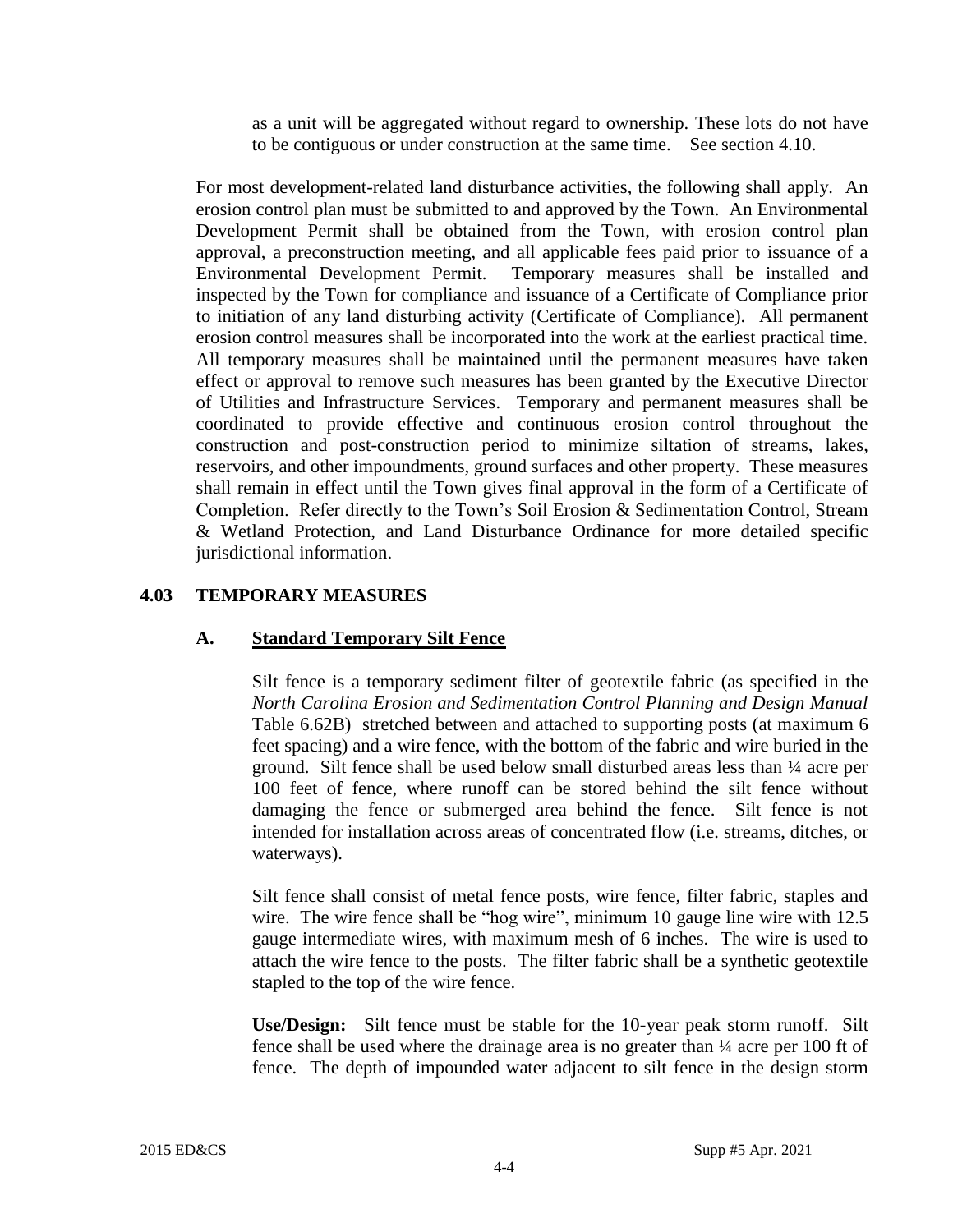as a unit will be aggregated without regard to ownership. These lots do not have to be contiguous or under construction at the same time. See section 4.10.

For most development-related land disturbance activities, the following shall apply. An erosion control plan must be submitted to and approved by the Town. An Environmental Development Permit shall be obtained from the Town, with erosion control plan approval, a preconstruction meeting, and all applicable fees paid prior to issuance of a Environmental Development Permit. Temporary measures shall be installed and inspected by the Town for compliance and issuance of a Certificate of Compliance prior to initiation of any land disturbing activity (Certificate of Compliance). All permanent erosion control measures shall be incorporated into the work at the earliest practical time. All temporary measures shall be maintained until the permanent measures have taken effect or approval to remove such measures has been granted by the Executive Director of Utilities and Infrastructure Services. Temporary and permanent measures shall be coordinated to provide effective and continuous erosion control throughout the construction and post-construction period to minimize siltation of streams, lakes, reservoirs, and other impoundments, ground surfaces and other property. These measures shall remain in effect until the Town gives final approval in the form of a Certificate of Completion. Refer directly to the Town's Soil Erosion & Sedimentation Control, Stream & Wetland Protection, and Land Disturbance Ordinance for more detailed specific jurisdictional information.

## 4.03 TEMPORARY MEASURES

### A. Standard Temporary Silt Fence

Silt fence is a temporary sediment filter of geotextile fabric (as specified in the *North Carolina Erosion and Sedimentation Control Planning and Design Manual* Table 6.62B) stretched between and attached to supporting posts (at maximum 6 feet spacing) and a wire fence, with the bottom of the fabric and wire buried in the ground. Silt fence shall be used below small disturbed areas less than ¼ acre per 100 feet of fence, where runoff can be stored behind the silt fence without damaging the fence or submerged area behind the fence. Silt fence is not intended for installation across areas of concentrated flow (i.e. streams, ditches, or waterways).

Silt fence shall consist of metal fence posts, wire fence, filter fabric, staples and wire. The wire fence shall be "hog wire", minimum 10 gauge line wire with 12.5 gauge intermediate wires, with maximum mesh of 6 inches. The wire is used to attach the wire fence to the posts. The filter fabric shall be a synthetic geotextile stapled to the top of the wire fence.

**Use/Design:** Silt fence must be stable for the 10-year peak storm runoff. Silt fence shall be used where the drainage area is no greater than ¼ acre per 100 ft of fence. The depth of impounded water adjacent to silt fence in the design storm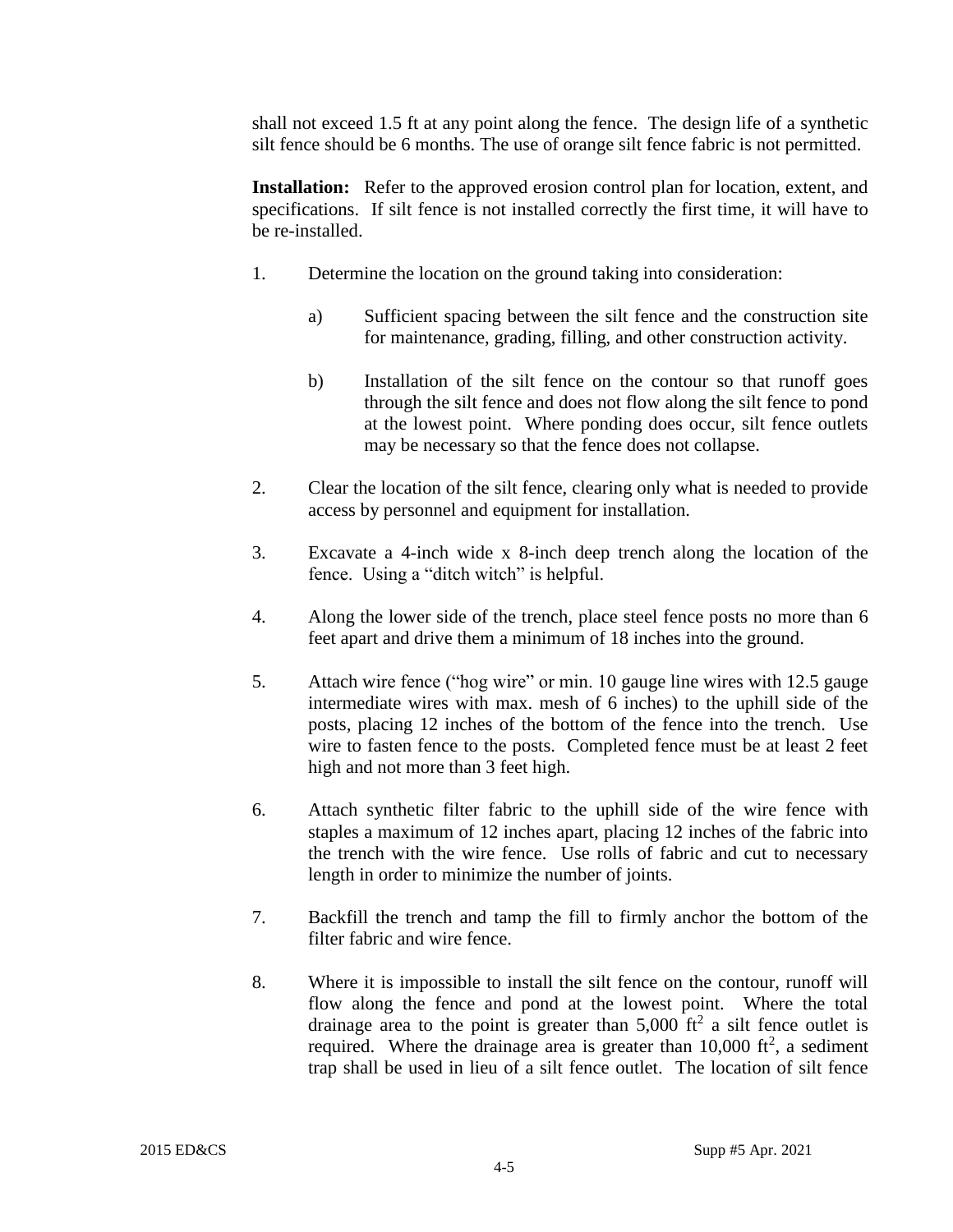shall not exceed 1.5 ft at any point along the fence. The design life of a synthetic silt fence should be 6 months. The use of orange silt fence fabric is not permitted.

**Installation:** Refer to the approved erosion control plan for location, extent, and specifications. If silt fence is not installed correctly the first time, it will have to be re-installed.

1. Determine the location on the ground taking into consideration:

   a) Sufficient spacing between the silt fence and the construction site for maintenance, grading, filling, and other construction activity.

   b) Installation of the silt fence on the contour so that runoff goes through the silt fence and does not flow along the silt fence to pond at the lowest point. Where ponding does occur, silt fence outlets may be necessary so that the fence does not collapse.

2. Clear the location of the silt fence, clearing only what is needed to provide access by personnel and equipment for installation.

3. Excavate a 4-inch wide x 8-inch deep trench along the location of the fence. Using a "ditch witch" is helpful.

4. Along the lower side of the trench, place steel fence posts no more than 6 feet apart and drive them a minimum of 18 inches into the ground.

5. Attach wire fence ("hog wire" or min. 10 gauge line wires with 12.5 gauge intermediate wires with max. mesh of 6 inches) to the uphill side of the posts, placing 12 inches of the bottom of the fence into the trench. Use wire to fasten fence to the posts. Completed fence must be at least 2 feet high and not more than 3 feet high.

6. Attach synthetic filter fabric to the uphill side of the wire fence with staples a maximum of 12 inches apart, placing 12 inches of the fabric into the trench with the wire fence. Use rolls of fabric and cut to necessary length in order to minimize the number of joints.

7. Backfill the trench and tamp the fill to firmly anchor the bottom of the filter fabric and wire fence.

8. Where it is impossible to install the silt fence on the contour, runoff will flow along the fence and pond at the lowest point. Where the total drainage area to the point is greater than 5,000 $ft^2$ a silt fence outlet is required. Where the drainage area is greater than 10,000 $ft^2$, a sediment trap shall be used in lieu of a silt fence outlet. The location of silt fence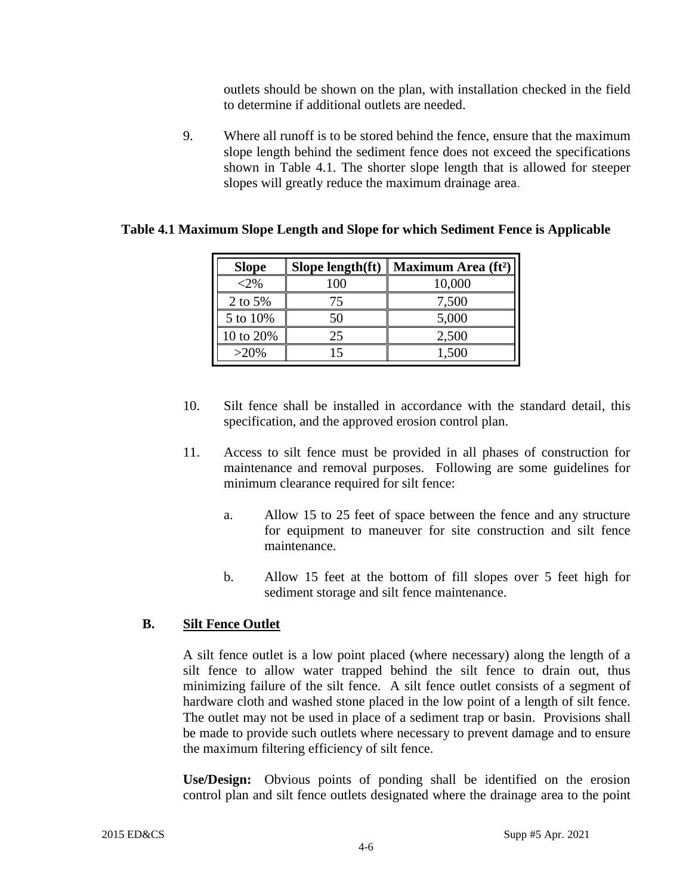outlets should be shown on the plan, with installation checked in the field to determine if additional outlets are needed.

9. Where all runoff is to be stored behind the fence, ensure that the maximum slope length behind the sediment fence does not exceed the specifications shown in Table 4.1. The shorter slope length that is allowed for steeper slopes will greatly reduce the maximum drainage area.

**Table 4.1 Maximum Slope Length and Slope for which Sediment Fence is Applicable**

| Slope | Slope length(ft) | Maximum Area ($ft^2$) |
|---|---|---|
| <2% | 100 | 10,000 |
| 2 to 5% | 75 | 7,500 |
| 5 to 10% | 50 | 5,000 |
| 10 to 20% | 25 | 2,500 |
| >20% | 15 | 1,500 |

10. Silt fence shall be installed in accordance with the standard detail, this specification, and the approved erosion control plan.

11. Access to silt fence must be provided in all phases of construction for maintenance and removal purposes. Following are some guidelines for minimum clearance required for silt fence:

    a. Allow 15 to 25 feet of space between the fence and any structure for equipment to maneuver for site construction and silt fence maintenance.

    b. Allow 15 feet at the bottom of fill slopes over 5 feet high for sediment storage and silt fence maintenance.

### B. Silt Fence Outlet

A silt fence outlet is a low point placed (where necessary) along the length of a silt fence to allow water trapped behind the silt fence to drain out, thus minimizing failure of the silt fence. A silt fence outlet consists of a segment of hardware cloth and washed stone placed in the low point of a length of silt fence. The outlet may not be used in place of a sediment trap or basin. Provisions shall be made to provide such outlets where necessary to prevent damage and to ensure the maximum filtering efficiency of silt fence.

**Use/Design:** Obvious points of ponding shall be identified on the erosion control plan and silt fence outlets designated where the drainage area to the point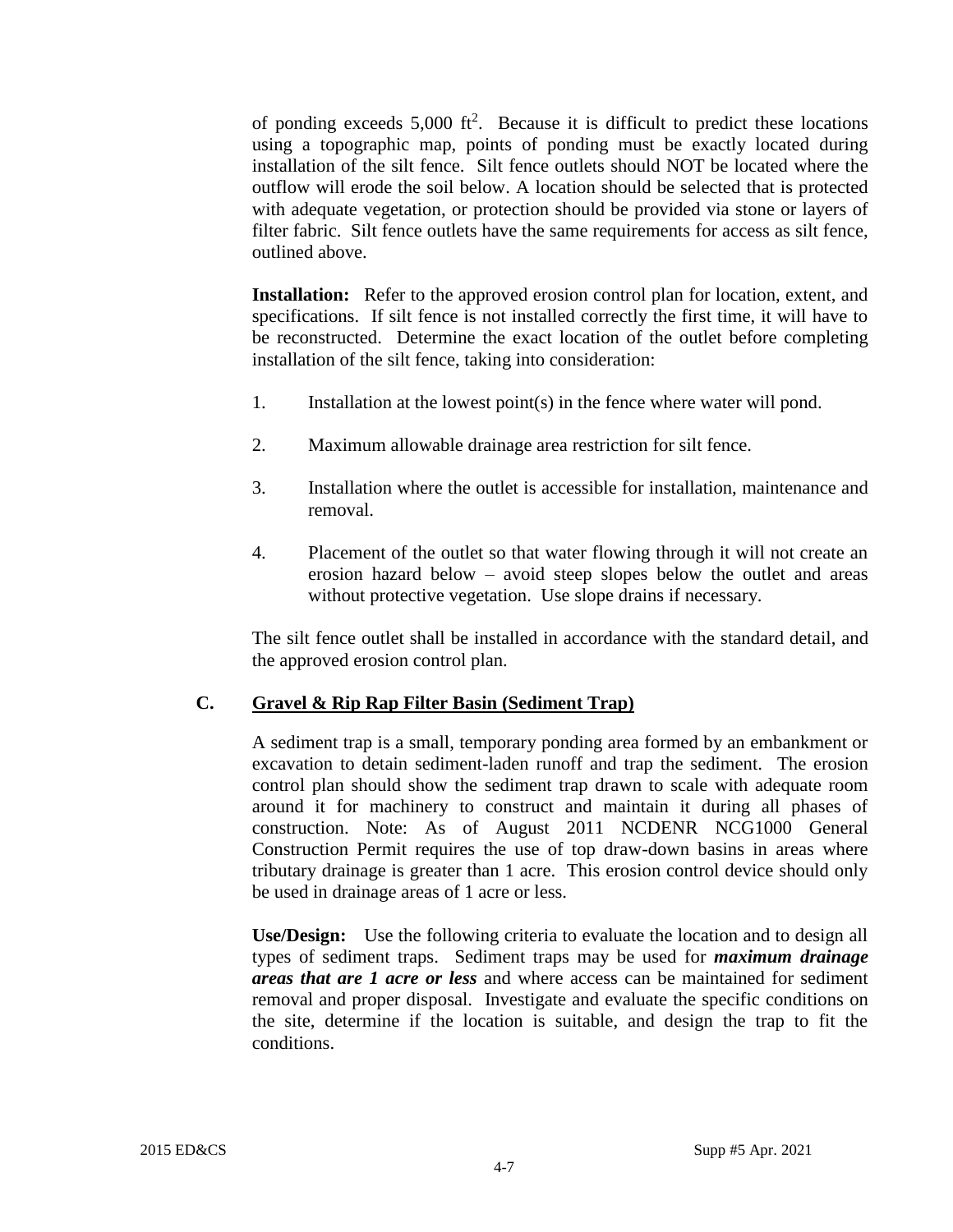of ponding exceeds 5,000 $ft^2$. Because it is difficult to predict these locations using a topographic map, points of ponding must be exactly located during installation of the silt fence. Silt fence outlets should NOT be located where the outflow will erode the soil below. A location should be selected that is protected with adequate vegetation, or protection should be provided via stone or layers of filter fabric. Silt fence outlets have the same requirements for access as silt fence, outlined above.

**Installation:** Refer to the approved erosion control plan for location, extent, and specifications. If silt fence is not installed correctly the first time, it will have to be reconstructed. Determine the exact location of the outlet before completing installation of the silt fence, taking into consideration:

1. Installation at the lowest point(s) in the fence where water will pond.

2. Maximum allowable drainage area restriction for silt fence.

3. Installation where the outlet is accessible for installation, maintenance and removal.

4. Placement of the outlet so that water flowing through it will not create an erosion hazard below – avoid steep slopes below the outlet and areas without protective vegetation. Use slope drains if necessary.

The silt fence outlet shall be installed in accordance with the standard detail, and the approved erosion control plan.

### C. Gravel & Rip Rap Filter Basin (Sediment Trap)

A sediment trap is a small, temporary ponding area formed by an embankment or excavation to detain sediment-laden runoff and trap the sediment. The erosion control plan should show the sediment trap drawn to scale with adequate room around it for machinery to construct and maintain it during all phases of construction. Note: As of August 2011 NCDENR NCG1000 General Construction Permit requires the use of top draw-down basins in areas where tributary drainage is greater than 1 acre. This erosion control device should only be used in drainage areas of 1 acre or less.

**Use/Design:** Use the following criteria to evaluate the location and to design all types of sediment traps. Sediment traps may be used for ***maximum drainage areas that are 1 acre or less*** and where access can be maintained for sediment removal and proper disposal. Investigate and evaluate the specific conditions on the site, determine if the location is suitable, and design the trap to fit the conditions.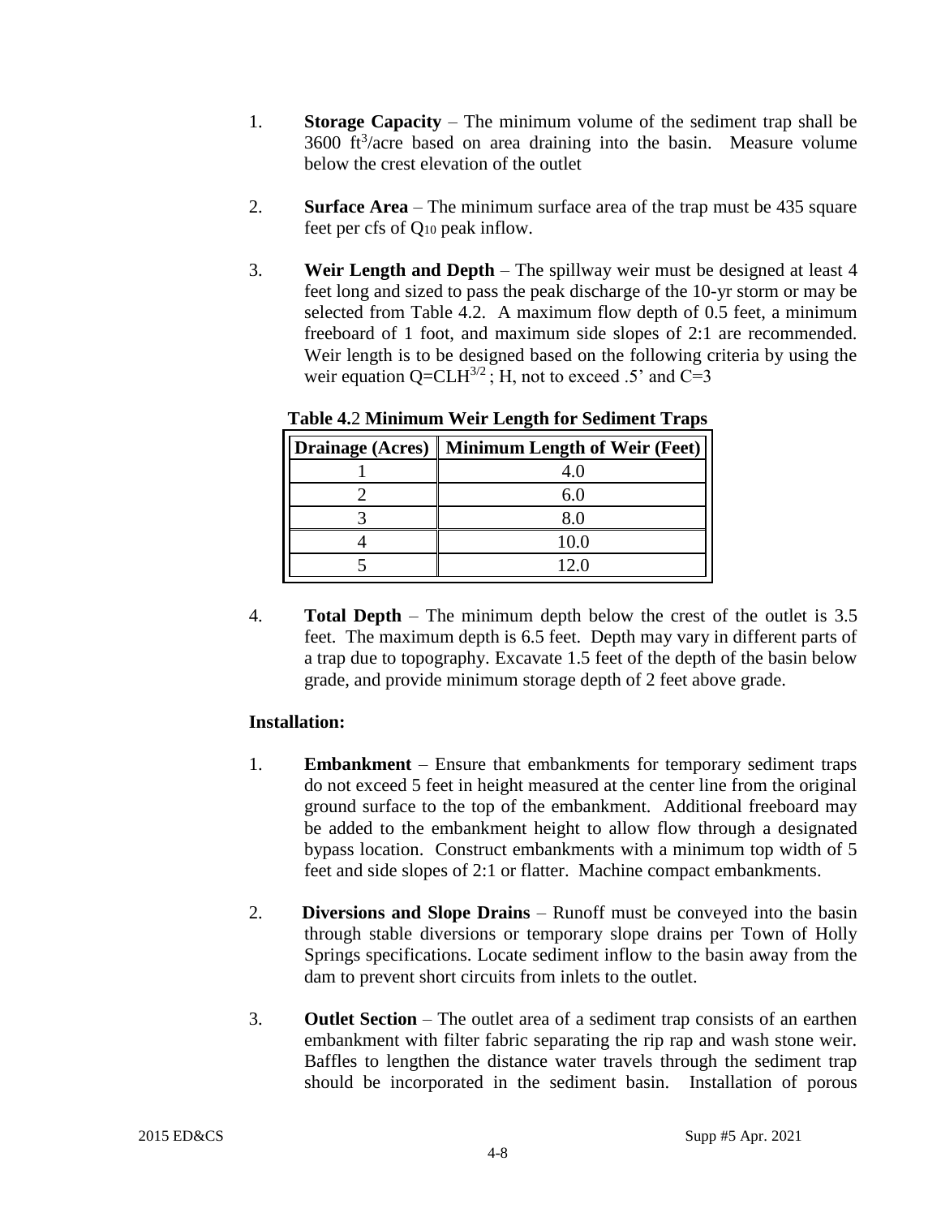1. **Storage Capacity** – The minimum volume of the sediment trap shall be 3600 $ft^3$/acre based on area draining into the basin. Measure volume below the crest elevation of the outlet

2. **Surface Area** – The minimum surface area of the trap must be 435 square feet per cfs of $Q_{10}$ peak inflow.

3. **Weir Length and Depth** – The spillway weir must be designed at least 4 feet long and sized to pass the peak discharge of the 10-yr storm or may be selected from Table 4.2. A maximum flow depth of 0.5 feet, a minimum freeboard of 1 foot, and maximum side slopes of 2:1 are recommended. Weir length is to be designed based on the following criteria by using the weir equation $Q=CLH^{3/2}$ ; H, not to exceed .5' and C=3

**Table 4.2 Minimum Weir Length for Sediment Traps**

| Drainage (Acres) | Minimum Length of Weir (Feet) |
|---|---|
| 1 | 4.0 |
| 2 | 6.0 |
| 3 | 8.0 |
| 4 | 10.0 |
| 5 | 12.0 |

4. **Total Depth** – The minimum depth below the crest of the outlet is 3.5 feet. The maximum depth is 6.5 feet. Depth may vary in different parts of a trap due to topography. Excavate 1.5 feet of the depth of the basin below grade, and provide minimum storage depth of 2 feet above grade.

**Installation:**

1. **Embankment** – Ensure that embankments for temporary sediment traps do not exceed 5 feet in height measured at the center line from the original ground surface to the top of the embankment. Additional freeboard may be added to the embankment height to allow flow through a designated bypass location. Construct embankments with a minimum top width of 5 feet and side slopes of 2:1 or flatter. Machine compact embankments.

2. **Diversions and Slope Drains** – Runoff must be conveyed into the basin through stable diversions or temporary slope drains per Town of Holly Springs specifications. Locate sediment inflow to the basin away from the dam to prevent short circuits from inlets to the outlet.

3. **Outlet Section** – The outlet area of a sediment trap consists of an earthen embankment with filter fabric separating the rip rap and wash stone weir. Baffles to lengthen the distance water travels through the sediment trap should be incorporated in the sediment basin. Installation of porous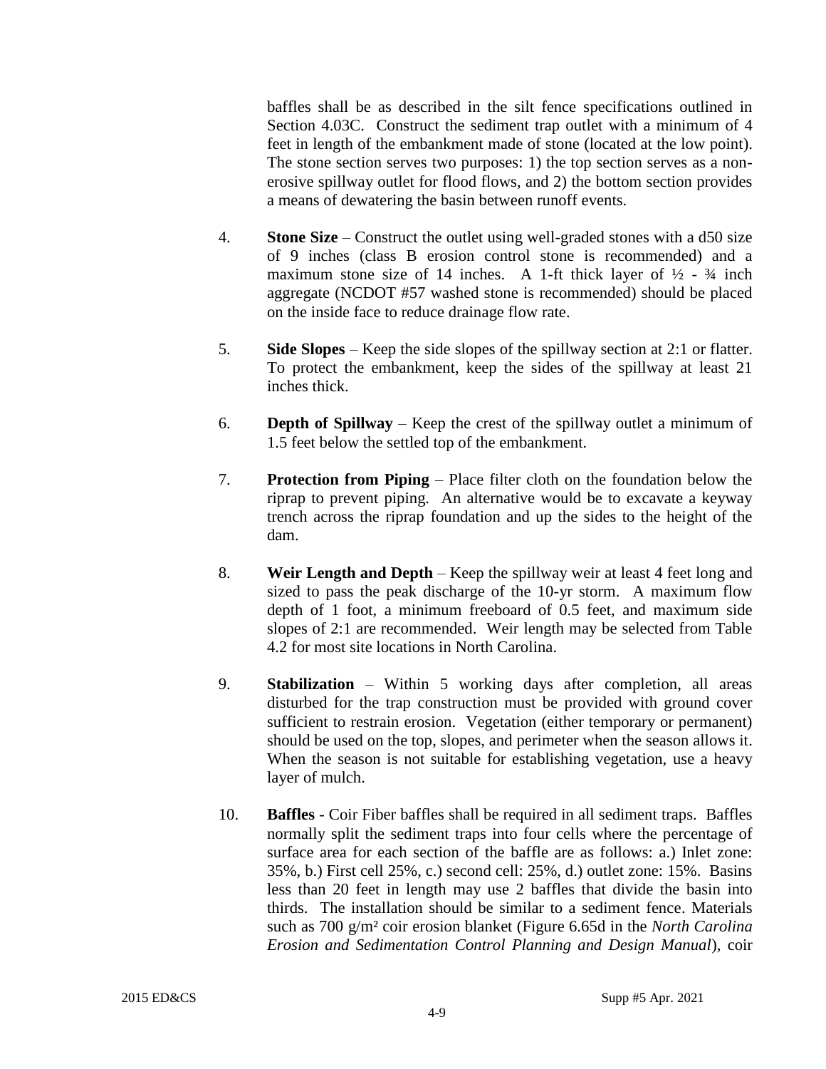baffles shall be as described in the silt fence specifications outlined in Section 4.03C. Construct the sediment trap outlet with a minimum of 4 feet in length of the embankment made of stone (located at the low point). The stone section serves two purposes: 1) the top section serves as a non-erosive spillway outlet for flood flows, and 2) the bottom section provides a means of dewatering the basin between runoff events.

4. **Stone Size** – Construct the outlet using well-graded stones with a d50 size of 9 inches (class B erosion control stone is recommended) and a maximum stone size of 14 inches. A 1-ft thick layer of ½ - ¾ inch aggregate (NCDOT #57 washed stone is recommended) should be placed on the inside face to reduce drainage flow rate.

5. **Side Slopes** – Keep the side slopes of the spillway section at 2:1 or flatter. To protect the embankment, keep the sides of the spillway at least 21 inches thick.

6. **Depth of Spillway** – Keep the crest of the spillway outlet a minimum of 1.5 feet below the settled top of the embankment.

7. **Protection from Piping** – Place filter cloth on the foundation below the riprap to prevent piping. An alternative would be to excavate a keyway trench across the riprap foundation and up the sides to the height of the dam.

8. **Weir Length and Depth** – Keep the spillway weir at least 4 feet long and sized to pass the peak discharge of the 10-yr storm. A maximum flow depth of 1 foot, a minimum freeboard of 0.5 feet, and maximum side slopes of 2:1 are recommended. Weir length may be selected from Table 4.2 for most site locations in North Carolina.

9. **Stabilization** – Within 5 working days after completion, all areas disturbed for the trap construction must be provided with ground cover sufficient to restrain erosion. Vegetation (either temporary or permanent) should be used on the top, slopes, and perimeter when the season allows it. When the season is not suitable for establishing vegetation, use a heavy layer of mulch.

10. **Baffles** - Coir Fiber baffles shall be required in all sediment traps. Baffles normally split the sediment traps into four cells where the percentage of surface area for each section of the baffle are as follows: a.) Inlet zone: 35%, b.) First cell 25%, c.) second cell: 25%, d.) outlet zone: 15%. Basins less than 20 feet in length may use 2 baffles that divide the basin into thirds. The installation should be similar to a sediment fence. Materials such as 700 g/m² coir erosion blanket (Figure 6.65d in the *North Carolina Erosion and Sedimentation Control Planning and Design Manual*), coir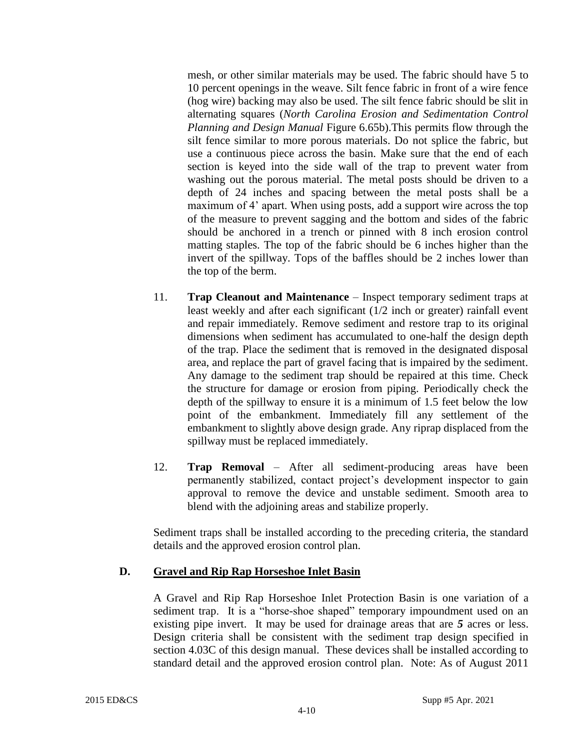mesh, or other similar materials may be used. The fabric should have 5 to 10 percent openings in the weave. Silt fence fabric in front of a wire fence (hog wire) backing may also be used. The silt fence fabric should be slit in alternating squares (*North Carolina Erosion and Sedimentation Control Planning and Design Manual* Figure 6.65b).This permits flow through the silt fence similar to more porous materials. Do not splice the fabric, but use a continuous piece across the basin. Make sure that the end of each section is keyed into the side wall of the trap to prevent water from washing out the porous material. The metal posts should be driven to a depth of 24 inches and spacing between the metal posts shall be a maximum of 4' apart. When using posts, add a support wire across the top of the measure to prevent sagging and the bottom and sides of the fabric should be anchored in a trench or pinned with 8 inch erosion control matting staples. The top of the fabric should be 6 inches higher than the invert of the spillway. Tops of the baffles should be 2 inches lower than the top of the berm.

11. **Trap Cleanout and Maintenance** – Inspect temporary sediment traps at least weekly and after each significant (1/2 inch or greater) rainfall event and repair immediately. Remove sediment and restore trap to its original dimensions when sediment has accumulated to one-half the design depth of the trap. Place the sediment that is removed in the designated disposal area, and replace the part of gravel facing that is impaired by the sediment. Any damage to the sediment trap should be repaired at this time. Check the structure for damage or erosion from piping. Periodically check the depth of the spillway to ensure it is a minimum of 1.5 feet below the low point of the embankment. Immediately fill any settlement of the embankment to slightly above design grade. Any riprap displaced from the spillway must be replaced immediately.

12. **Trap Removal** – After all sediment-producing areas have been permanently stabilized, contact project's development inspector to gain approval to remove the device and unstable sediment. Smooth area to blend with the adjoining areas and stabilize properly.

Sediment traps shall be installed according to the preceding criteria, the standard details and the approved erosion control plan.

## D. <u>Gravel and Rip Rap Horseshoe Inlet Basin</u>

A Gravel and Rip Rap Horseshoe Inlet Protection Basin is one variation of a sediment trap. It is a "horse-shoe shaped" temporary impoundment used on an existing pipe invert. It may be used for drainage areas that are ***5*** acres or less. Design criteria shall be consistent with the sediment trap design specified in section 4.03C of this design manual. These devices shall be installed according to standard detail and the approved erosion control plan. Note: As of August 2011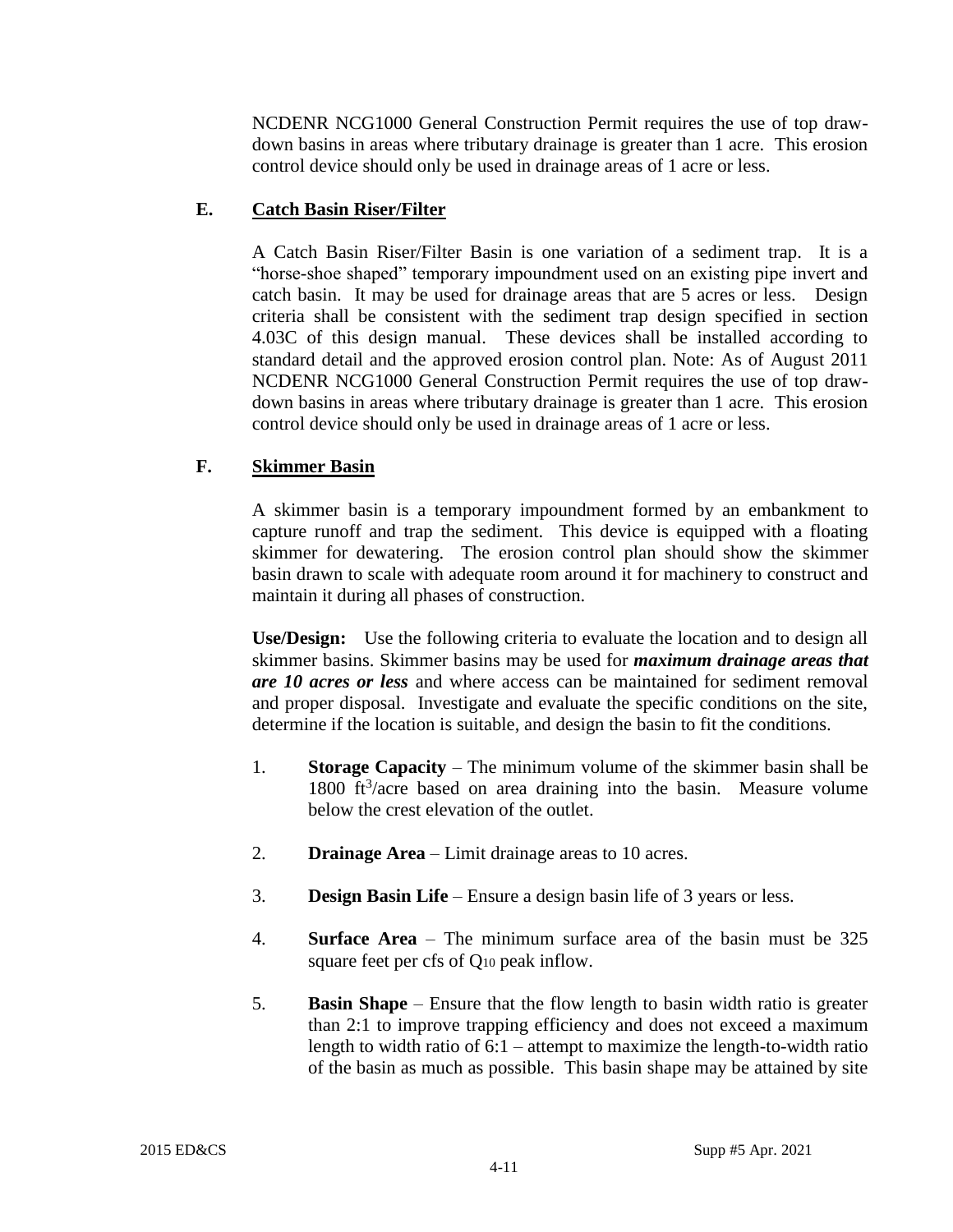NCDENR NCG1000 General Construction Permit requires the use of top draw-down basins in areas where tributary drainage is greater than 1 acre. This erosion control device should only be used in drainage areas of 1 acre or less.

### E. Catch Basin Riser/Filter

A Catch Basin Riser/Filter Basin is one variation of a sediment trap. It is a "horse-shoe shaped" temporary impoundment used on an existing pipe invert and catch basin. It may be used for drainage areas that are 5 acres or less. Design criteria shall be consistent with the sediment trap design specified in section 4.03C of this design manual. These devices shall be installed according to standard detail and the approved erosion control plan. Note: As of August 2011 NCDENR NCG1000 General Construction Permit requires the use of top draw-down basins in areas where tributary drainage is greater than 1 acre. This erosion control device should only be used in drainage areas of 1 acre or less.

### F. Skimmer Basin

A skimmer basin is a temporary impoundment formed by an embankment to capture runoff and trap the sediment. This device is equipped with a floating skimmer for dewatering. The erosion control plan should show the skimmer basin drawn to scale with adequate room around it for machinery to construct and maintain it during all phases of construction.

**Use/Design:** Use the following criteria to evaluate the location and to design all skimmer basins. Skimmer basins may be used for ***maximum drainage areas that are 10 acres or less*** and where access can be maintained for sediment removal and proper disposal. Investigate and evaluate the specific conditions on the site, determine if the location is suitable, and design the basin to fit the conditions.

1. **Storage Capacity** – The minimum volume of the skimmer basin shall be 1800 $ft^3$/acre based on area draining into the basin. Measure volume below the crest elevation of the outlet.
2. **Drainage Area** – Limit drainage areas to 10 acres.
3. **Design Basin Life** – Ensure a design basin life of 3 years or less.
4. **Surface Area** – The minimum surface area of the basin must be 325 square feet per cfs of $Q_{10}$ peak inflow.
5. **Basin Shape** – Ensure that the flow length to basin width ratio is greater than 2:1 to improve trapping efficiency and does not exceed a maximum length to width ratio of 6:1 – attempt to maximize the length-to-width ratio of the basin as much as possible. This basin shape may be attained by site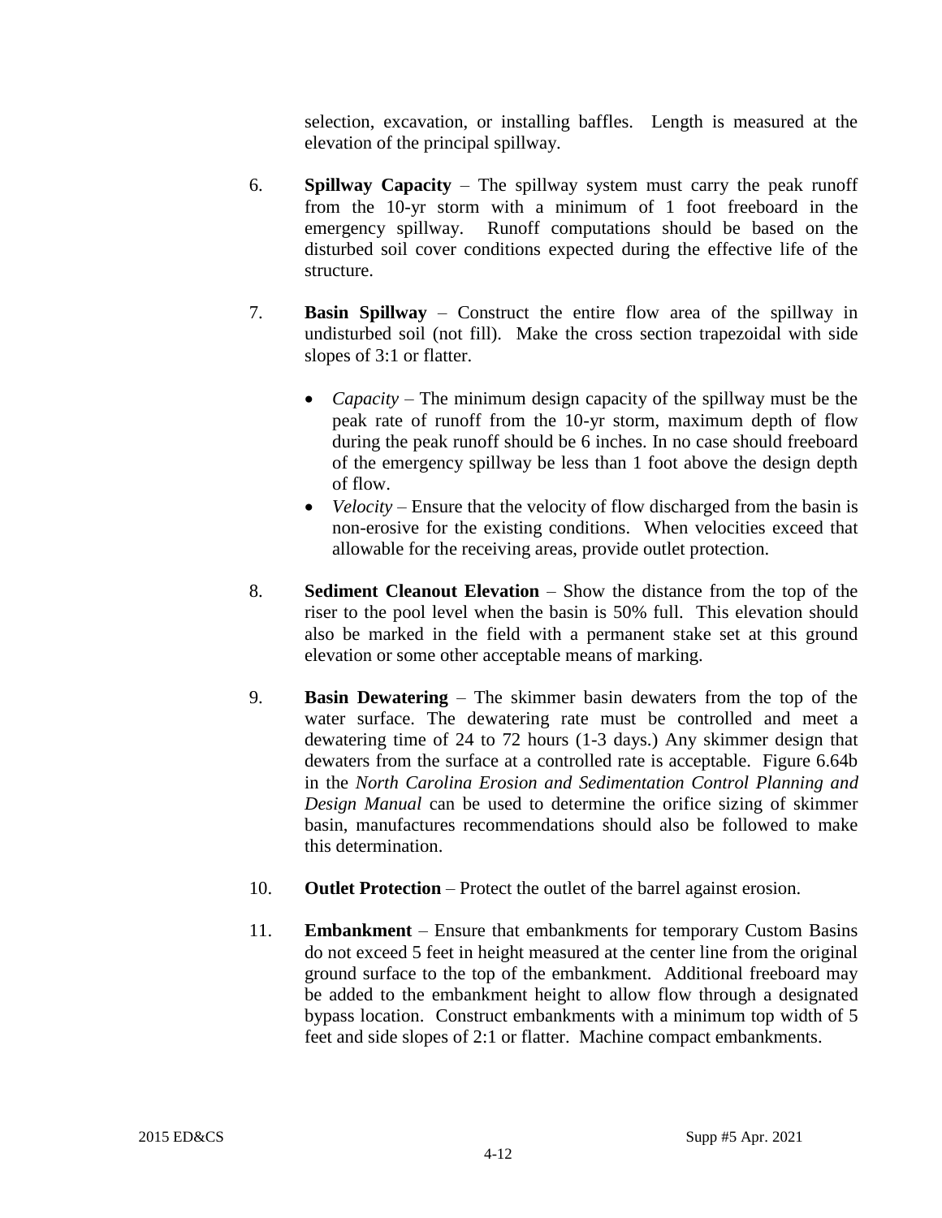selection, excavation, or installing baffles. Length is measured at the elevation of the principal spillway.

6. **Spillway Capacity** – The spillway system must carry the peak runoff from the 10-yr storm with a minimum of 1 foot freeboard in the emergency spillway. Runoff computations should be based on the disturbed soil cover conditions expected during the effective life of the structure.

7. **Basin Spillway** – Construct the entire flow area of the spillway in undisturbed soil (not fill). Make the cross section trapezoidal with side slopes of 3:1 or flatter.

   - *Capacity* – The minimum design capacity of the spillway must be the peak rate of runoff from the 10-yr storm, maximum depth of flow during the peak runoff should be 6 inches. In no case should freeboard of the emergency spillway be less than 1 foot above the design depth of flow.
   - *Velocity* – Ensure that the velocity of flow discharged from the basin is non-erosive for the existing conditions. When velocities exceed that allowable for the receiving areas, provide outlet protection.

8. **Sediment Cleanout Elevation** – Show the distance from the top of the riser to the pool level when the basin is 50% full. This elevation should also be marked in the field with a permanent stake set at this ground elevation or some other acceptable means of marking.

9. **Basin Dewatering** – The skimmer basin dewaters from the top of the water surface. The dewatering rate must be controlled and meet a dewatering time of 24 to 72 hours (1-3 days.) Any skimmer design that dewaters from the surface at a controlled rate is acceptable. Figure 6.64b in the *North Carolina Erosion and Sedimentation Control Planning and Design Manual* can be used to determine the orifice sizing of skimmer basin, manufactures recommendations should also be followed to make this determination.

10. **Outlet Protection** – Protect the outlet of the barrel against erosion.

11. **Embankment** – Ensure that embankments for temporary Custom Basins do not exceed 5 feet in height measured at the center line from the original ground surface to the top of the embankment. Additional freeboard may be added to the embankment height to allow flow through a designated bypass location. Construct embankments with a minimum top width of 5 feet and side slopes of 2:1 or flatter. Machine compact embankments.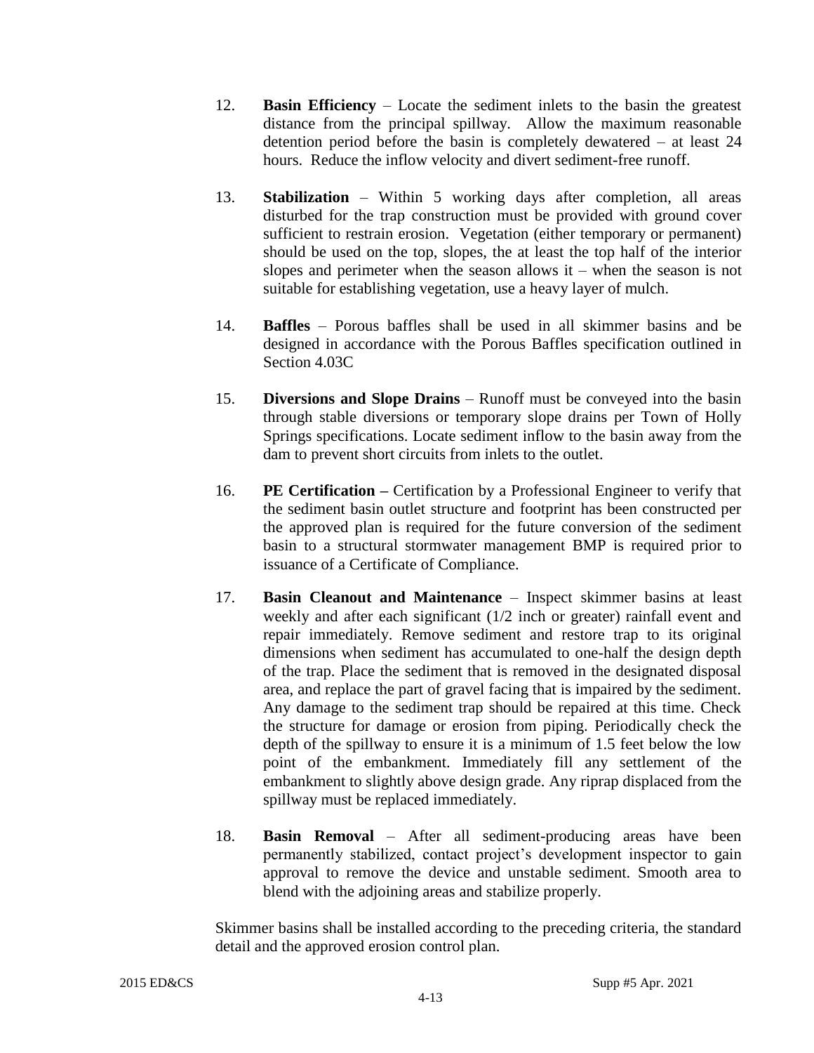12. **Basin Efficiency** – Locate the sediment inlets to the basin the greatest distance from the principal spillway. Allow the maximum reasonable detention period before the basin is completely dewatered – at least 24 hours. Reduce the inflow velocity and divert sediment-free runoff.

13. **Stabilization** – Within 5 working days after completion, all areas disturbed for the trap construction must be provided with ground cover sufficient to restrain erosion. Vegetation (either temporary or permanent) should be used on the top, slopes, the at least the top half of the interior slopes and perimeter when the season allows it – when the season is not suitable for establishing vegetation, use a heavy layer of mulch.

14. **Baffles** – Porous baffles shall be used in all skimmer basins and be designed in accordance with the Porous Baffles specification outlined in Section 4.03C

15. **Diversions and Slope Drains** – Runoff must be conveyed into the basin through stable diversions or temporary slope drains per Town of Holly Springs specifications. Locate sediment inflow to the basin away from the dam to prevent short circuits from inlets to the outlet.

16. **PE Certification –** Certification by a Professional Engineer to verify that the sediment basin outlet structure and footprint has been constructed per the approved plan is required for the future conversion of the sediment basin to a structural stormwater management BMP is required prior to issuance of a Certificate of Compliance.

17. **Basin Cleanout and Maintenance** – Inspect skimmer basins at least weekly and after each significant (1/2 inch or greater) rainfall event and repair immediately. Remove sediment and restore trap to its original dimensions when sediment has accumulated to one-half the design depth of the trap. Place the sediment that is removed in the designated disposal area, and replace the part of gravel facing that is impaired by the sediment. Any damage to the sediment trap should be repaired at this time. Check the structure for damage or erosion from piping. Periodically check the depth of the spillway to ensure it is a minimum of 1.5 feet below the low point of the embankment. Immediately fill any settlement of the embankment to slightly above design grade. Any riprap displaced from the spillway must be replaced immediately.

18. **Basin Removal** – After all sediment-producing areas have been permanently stabilized, contact project's development inspector to gain approval to remove the device and unstable sediment. Smooth area to blend with the adjoining areas and stabilize properly.

Skimmer basins shall be installed according to the preceding criteria, the standard detail and the approved erosion control plan.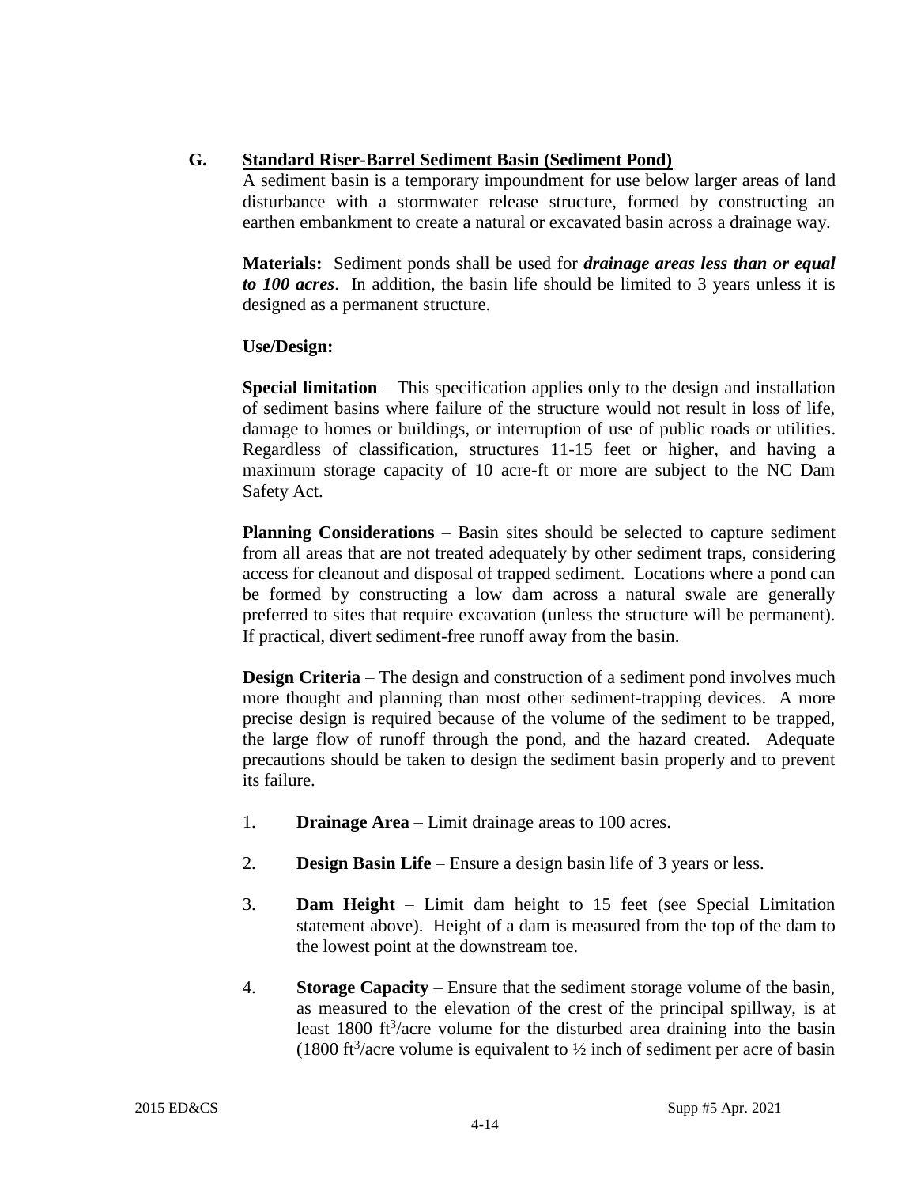## G. Standard Riser-Barrel Sediment Basin (Sediment Pond)

A sediment basin is a temporary impoundment for use below larger areas of land disturbance with a stormwater release structure, formed by constructing an earthen embankment to create a natural or excavated basin across a drainage way.

**Materials:** Sediment ponds shall be used for ***drainage areas less than or equal to 100 acres***. In addition, the basin life should be limited to 3 years unless it is designed as a permanent structure.

**Use/Design:**

**Special limitation** – This specification applies only to the design and installation of sediment basins where failure of the structure would not result in loss of life, damage to homes or buildings, or interruption of use of public roads or utilities. Regardless of classification, structures 11-15 feet or higher, and having a maximum storage capacity of 10 acre-ft or more are subject to the NC Dam Safety Act.

**Planning Considerations** – Basin sites should be selected to capture sediment from all areas that are not treated adequately by other sediment traps, considering access for cleanout and disposal of trapped sediment. Locations where a pond can be formed by constructing a low dam across a natural swale are generally preferred to sites that require excavation (unless the structure will be permanent). If practical, divert sediment-free runoff away from the basin.

**Design Criteria** – The design and construction of a sediment pond involves much more thought and planning than most other sediment-trapping devices. A more precise design is required because of the volume of the sediment to be trapped, the large flow of runoff through the pond, and the hazard created. Adequate precautions should be taken to design the sediment basin properly and to prevent its failure.

1. **Drainage Area** – Limit drainage areas to 100 acres.

2. **Design Basin Life** – Ensure a design basin life of 3 years or less.

3. **Dam Height** – Limit dam height to 15 feet (see Special Limitation statement above). Height of a dam is measured from the top of the dam to the lowest point at the downstream toe.

4. **Storage Capacity** – Ensure that the sediment storage volume of the basin, as measured to the elevation of the crest of the principal spillway, is at least 1800 $ft^3$/acre volume for the disturbed area draining into the basin (1800 $ft^3$/acre volume is equivalent to ½ inch of sediment per acre of basin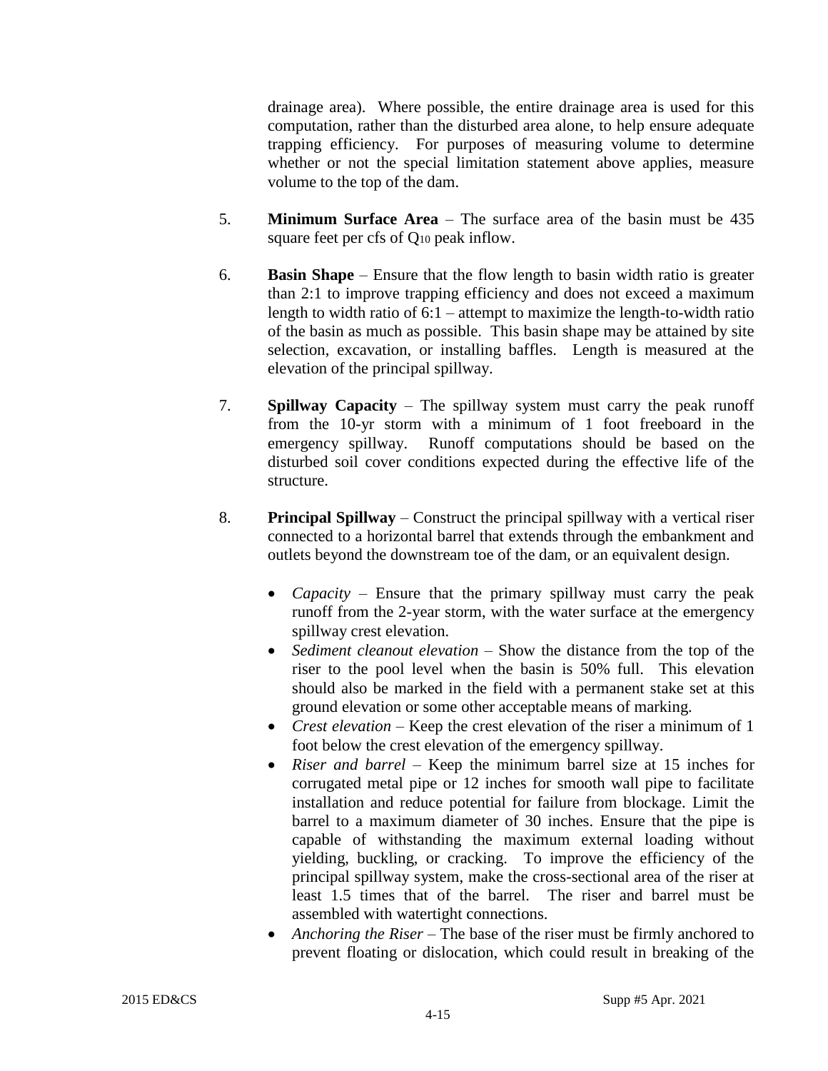drainage area). Where possible, the entire drainage area is used for this computation, rather than the disturbed area alone, to help ensure adequate trapping efficiency. For purposes of measuring volume to determine whether or not the special limitation statement above applies, measure volume to the top of the dam.

5. **Minimum Surface Area** – The surface area of the basin must be 435 square feet per cfs of $Q_{10}$ peak inflow.

6. **Basin Shape** – Ensure that the flow length to basin width ratio is greater than 2:1 to improve trapping efficiency and does not exceed a maximum length to width ratio of 6:1 – attempt to maximize the length-to-width ratio of the basin as much as possible. This basin shape may be attained by site selection, excavation, or installing baffles. Length is measured at the elevation of the principal spillway.

7. **Spillway Capacity** – The spillway system must carry the peak runoff from the 10-yr storm with a minimum of 1 foot freeboard in the emergency spillway. Runoff computations should be based on the disturbed soil cover conditions expected during the effective life of the structure.

8. **Principal Spillway** – Construct the principal spillway with a vertical riser connected to a horizontal barrel that extends through the embankment and outlets beyond the downstream toe of the dam, or an equivalent design.

   - *Capacity* – Ensure that the primary spillway must carry the peak runoff from the 2-year storm, with the water surface at the emergency spillway crest elevation.
   - *Sediment cleanout elevation* – Show the distance from the top of the riser to the pool level when the basin is 50% full. This elevation should also be marked in the field with a permanent stake set at this ground elevation or some other acceptable means of marking.
   - *Crest elevation* – Keep the crest elevation of the riser a minimum of 1 foot below the crest elevation of the emergency spillway.
   - *Riser and barrel* – Keep the minimum barrel size at 15 inches for corrugated metal pipe or 12 inches for smooth wall pipe to facilitate installation and reduce potential for failure from blockage. Limit the barrel to a maximum diameter of 30 inches. Ensure that the pipe is capable of withstanding the maximum external loading without yielding, buckling, or cracking. To improve the efficiency of the principal spillway system, make the cross-sectional area of the riser at least 1.5 times that of the barrel. The riser and barrel must be assembled with watertight connections.
   - *Anchoring the Riser* – The base of the riser must be firmly anchored to prevent floating or dislocation, which could result in breaking of the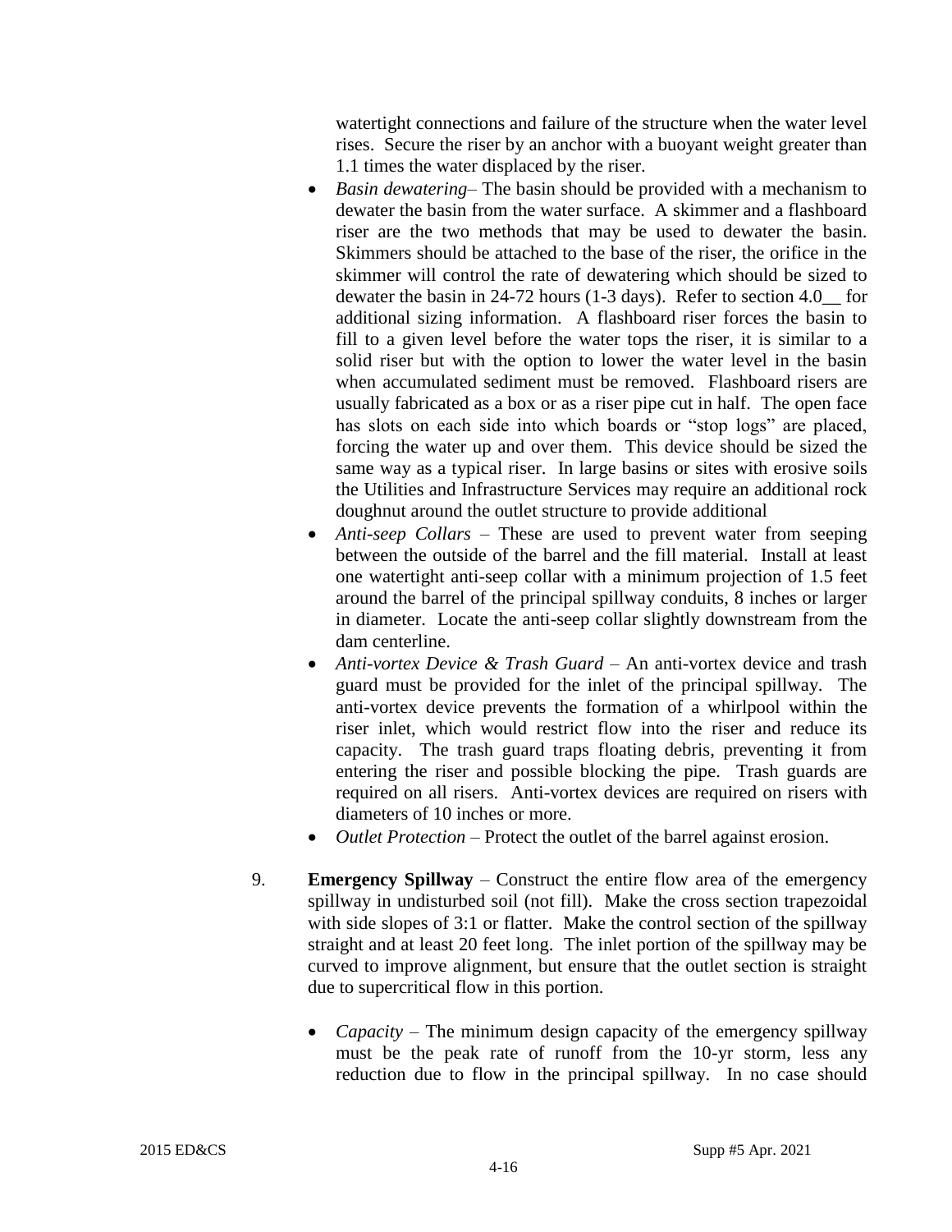watertight connections and failure of the structure when the water level rises. Secure the riser by an anchor with a buoyant weight greater than 1.1 times the water displaced by the riser.

- *Basin dewatering*– The basin should be provided with a mechanism to dewater the basin from the water surface. A skimmer and a flashboard riser are the two methods that may be used to dewater the basin. Skimmers should be attached to the base of the riser, the orifice in the skimmer will control the rate of dewatering which should be sized to dewater the basin in 24-72 hours (1-3 days). Refer to section 4.0__ for additional sizing information. A flashboard riser forces the basin to fill to a given level before the water tops the riser, it is similar to a solid riser but with the option to lower the water level in the basin when accumulated sediment must be removed. Flashboard risers are usually fabricated as a box or as a riser pipe cut in half. The open face has slots on each side into which boards or "stop logs" are placed, forcing the water up and over them. This device should be sized the same way as a typical riser. In large basins or sites with erosive soils the Utilities and Infrastructure Services may require an additional rock doughnut around the outlet structure to provide additional
- *Anti-seep Collars* – These are used to prevent water from seeping between the outside of the barrel and the fill material. Install at least one watertight anti-seep collar with a minimum projection of 1.5 feet around the barrel of the principal spillway conduits, 8 inches or larger in diameter. Locate the anti-seep collar slightly downstream from the dam centerline.
- *Anti-vortex Device & Trash Guard* – An anti-vortex device and trash guard must be provided for the inlet of the principal spillway. The anti-vortex device prevents the formation of a whirlpool within the riser inlet, which would restrict flow into the riser and reduce its capacity. The trash guard traps floating debris, preventing it from entering the riser and possible blocking the pipe. Trash guards are required on all risers. Anti-vortex devices are required on risers with diameters of 10 inches or more.
- *Outlet Protection* – Protect the outlet of the barrel against erosion.

9. **Emergency Spillway** – Construct the entire flow area of the emergency spillway in undisturbed soil (not fill). Make the cross section trapezoidal with side slopes of 3:1 or flatter. Make the control section of the spillway straight and at least 20 feet long. The inlet portion of the spillway may be curved to improve alignment, but ensure that the outlet section is straight due to supercritical flow in this portion.

    - *Capacity* – The minimum design capacity of the emergency spillway must be the peak rate of runoff from the 10-yr storm, less any reduction due to flow in the principal spillway. In no case should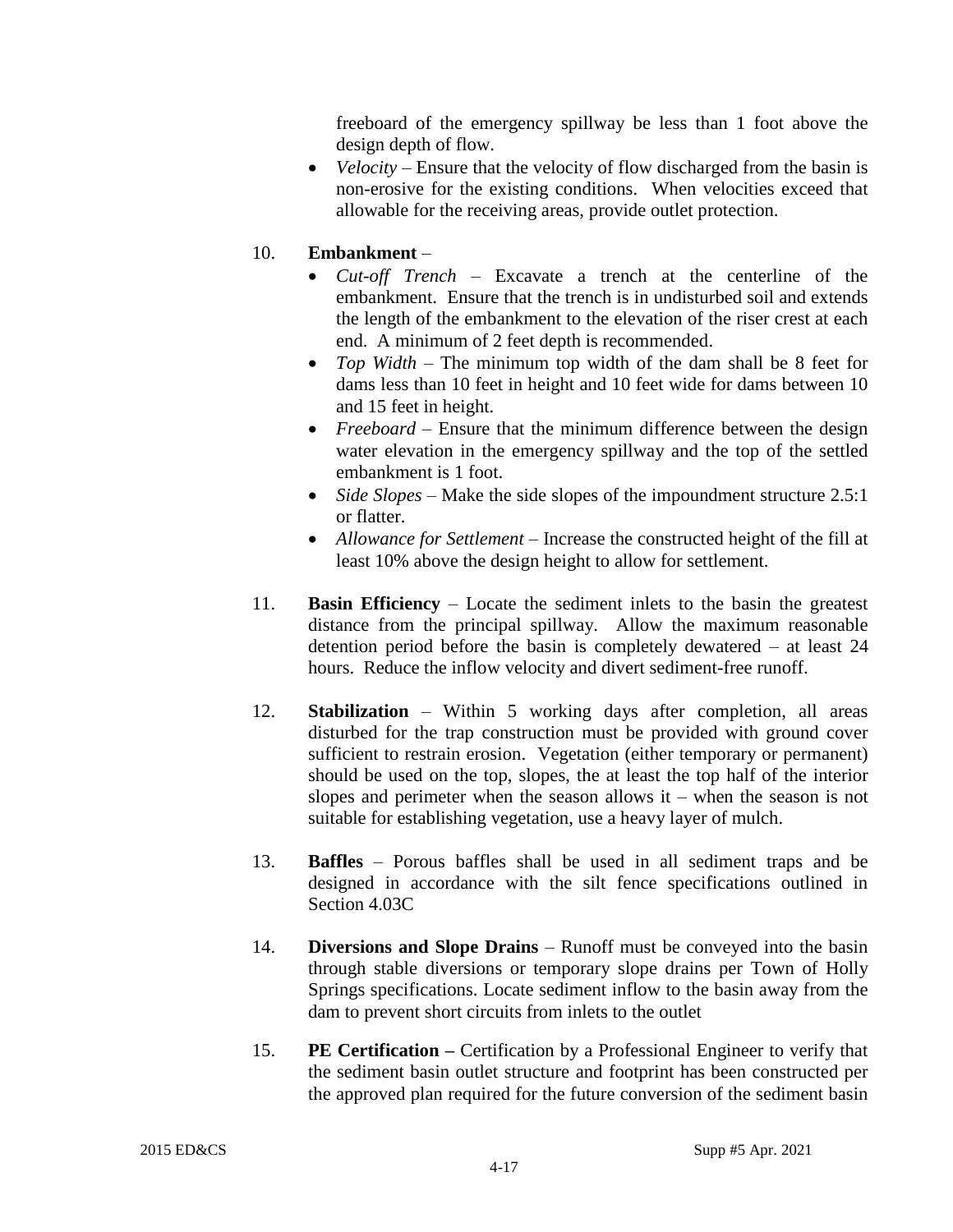freeboard of the emergency spillway be less than 1 foot above the design depth of flow.

- *Velocity* – Ensure that the velocity of flow discharged from the basin is non-erosive for the existing conditions. When velocities exceed that allowable for the receiving areas, provide outlet protection.

10. **Embankment** –
    - *Cut-off Trench* – Excavate a trench at the centerline of the embankment. Ensure that the trench is in undisturbed soil and extends the length of the embankment to the elevation of the riser crest at each end. A minimum of 2 feet depth is recommended.
    - *Top Width* – The minimum top width of the dam shall be 8 feet for dams less than 10 feet in height and 10 feet wide for dams between 10 and 15 feet in height.
    - *Freeboard* – Ensure that the minimum difference between the design water elevation in the emergency spillway and the top of the settled embankment is 1 foot.
    - *Side Slopes* – Make the side slopes of the impoundment structure 2.5:1 or flatter.
    - *Allowance for Settlement* – Increase the constructed height of the fill at least 10% above the design height to allow for settlement.

11. **Basin Efficiency** – Locate the sediment inlets to the basin the greatest distance from the principal spillway. Allow the maximum reasonable detention period before the basin is completely dewatered – at least 24 hours. Reduce the inflow velocity and divert sediment-free runoff.

12. **Stabilization** – Within 5 working days after completion, all areas disturbed for the trap construction must be provided with ground cover sufficient to restrain erosion. Vegetation (either temporary or permanent) should be used on the top, slopes, the at least the top half of the interior slopes and perimeter when the season allows it – when the season is not suitable for establishing vegetation, use a heavy layer of mulch.

13. **Baffles** – Porous baffles shall be used in all sediment traps and be designed in accordance with the silt fence specifications outlined in Section 4.03C

14. **Diversions and Slope Drains** – Runoff must be conveyed into the basin through stable diversions or temporary slope drains per Town of Holly Springs specifications. Locate sediment inflow to the basin away from the dam to prevent short circuits from inlets to the outlet

15. **PE Certification –** Certification by a Professional Engineer to verify that the sediment basin outlet structure and footprint has been constructed per the approved plan required for the future conversion of the sediment basin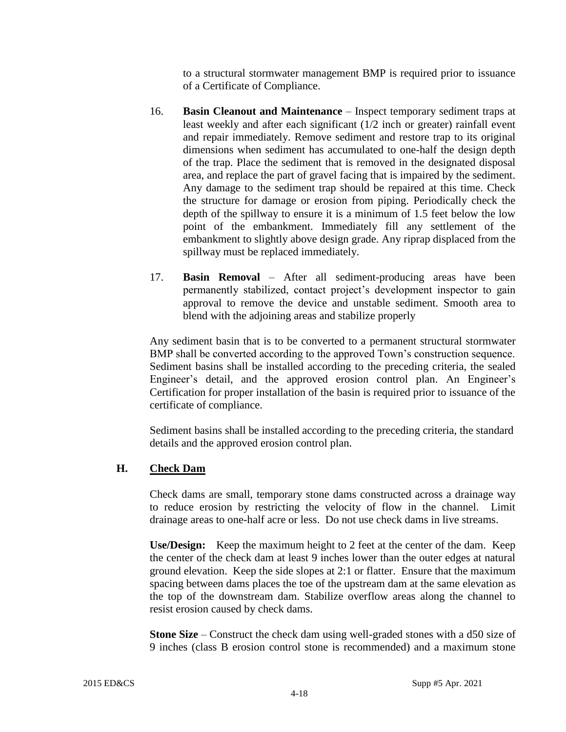to a structural stormwater management BMP is required prior to issuance of a Certificate of Compliance.

16. **Basin Cleanout and Maintenance** – Inspect temporary sediment traps at least weekly and after each significant (1/2 inch or greater) rainfall event and repair immediately. Remove sediment and restore trap to its original dimensions when sediment has accumulated to one-half the design depth of the trap. Place the sediment that is removed in the designated disposal area, and replace the part of gravel facing that is impaired by the sediment. Any damage to the sediment trap should be repaired at this time. Check the structure for damage or erosion from piping. Periodically check the depth of the spillway to ensure it is a minimum of 1.5 feet below the low point of the embankment. Immediately fill any settlement of the embankment to slightly above design grade. Any riprap displaced from the spillway must be replaced immediately.

17. **Basin Removal** – After all sediment-producing areas have been permanently stabilized, contact project's development inspector to gain approval to remove the device and unstable sediment. Smooth area to blend with the adjoining areas and stabilize properly

Any sediment basin that is to be converted to a permanent structural stormwater BMP shall be converted according to the approved Town's construction sequence. Sediment basins shall be installed according to the preceding criteria, the sealed Engineer's detail, and the approved erosion control plan. An Engineer's Certification for proper installation of the basin is required prior to issuance of the certificate of compliance.

Sediment basins shall be installed according to the preceding criteria, the standard details and the approved erosion control plan.

## H. Check Dam

Check dams are small, temporary stone dams constructed across a drainage way to reduce erosion by restricting the velocity of flow in the channel. Limit drainage areas to one-half acre or less. Do not use check dams in live streams.

**Use/Design:** Keep the maximum height to 2 feet at the center of the dam. Keep the center of the check dam at least 9 inches lower than the outer edges at natural ground elevation. Keep the side slopes at 2:1 or flatter. Ensure that the maximum spacing between dams places the toe of the upstream dam at the same elevation as the top of the downstream dam. Stabilize overflow areas along the channel to resist erosion caused by check dams.

**Stone Size** – Construct the check dam using well-graded stones with a d50 size of 9 inches (class B erosion control stone is recommended) and a maximum stone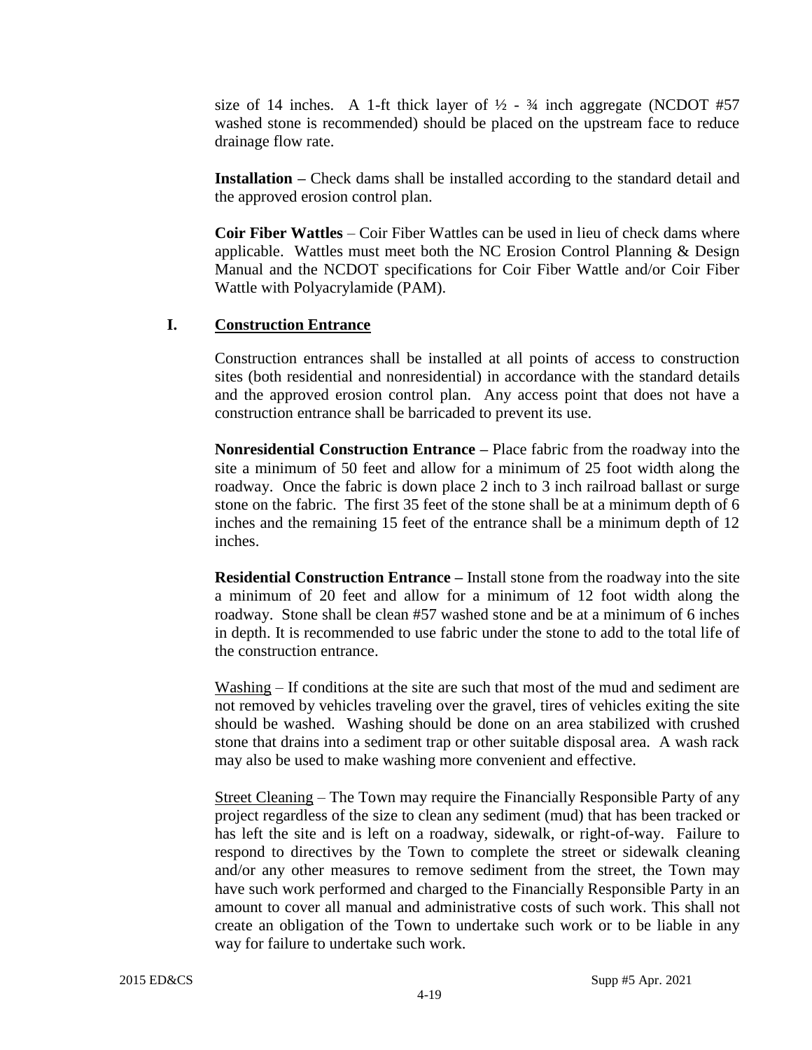size of 14 inches. A 1-ft thick layer of ½ - ¾ inch aggregate (NCDOT #57 washed stone is recommended) should be placed on the upstream face to reduce drainage flow rate.

**Installation –** Check dams shall be installed according to the standard detail and the approved erosion control plan.

**Coir Fiber Wattles** – Coir Fiber Wattles can be used in lieu of check dams where applicable. Wattles must meet both the NC Erosion Control Planning & Design Manual and the NCDOT specifications for Coir Fiber Wattle and/or Coir Fiber Wattle with Polyacrylamide (PAM).

### I. Construction Entrance

Construction entrances shall be installed at all points of access to construction sites (both residential and nonresidential) in accordance with the standard details and the approved erosion control plan. Any access point that does not have a construction entrance shall be barricaded to prevent its use.

**Nonresidential Construction Entrance –** Place fabric from the roadway into the site a minimum of 50 feet and allow for a minimum of 25 foot width along the roadway. Once the fabric is down place 2 inch to 3 inch railroad ballast or surge stone on the fabric. The first 35 feet of the stone shall be at a minimum depth of 6 inches and the remaining 15 feet of the entrance shall be a minimum depth of 12 inches.

**Residential Construction Entrance –** Install stone from the roadway into the site a minimum of 20 feet and allow for a minimum of 12 foot width along the roadway. Stone shall be clean #57 washed stone and be at a minimum of 6 inches in depth. It is recommended to use fabric under the stone to add to the total life of the construction entrance.

Washing – If conditions at the site are such that most of the mud and sediment are not removed by vehicles traveling over the gravel, tires of vehicles exiting the site should be washed. Washing should be done on an area stabilized with crushed stone that drains into a sediment trap or other suitable disposal area. A wash rack may also be used to make washing more convenient and effective.

Street Cleaning – The Town may require the Financially Responsible Party of any project regardless of the size to clean any sediment (mud) that has been tracked or has left the site and is left on a roadway, sidewalk, or right-of-way. Failure to respond to directives by the Town to complete the street or sidewalk cleaning and/or any other measures to remove sediment from the street, the Town may have such work performed and charged to the Financially Responsible Party in an amount to cover all manual and administrative costs of such work. This shall not create an obligation of the Town to undertake such work or to be liable in any way for failure to undertake such work.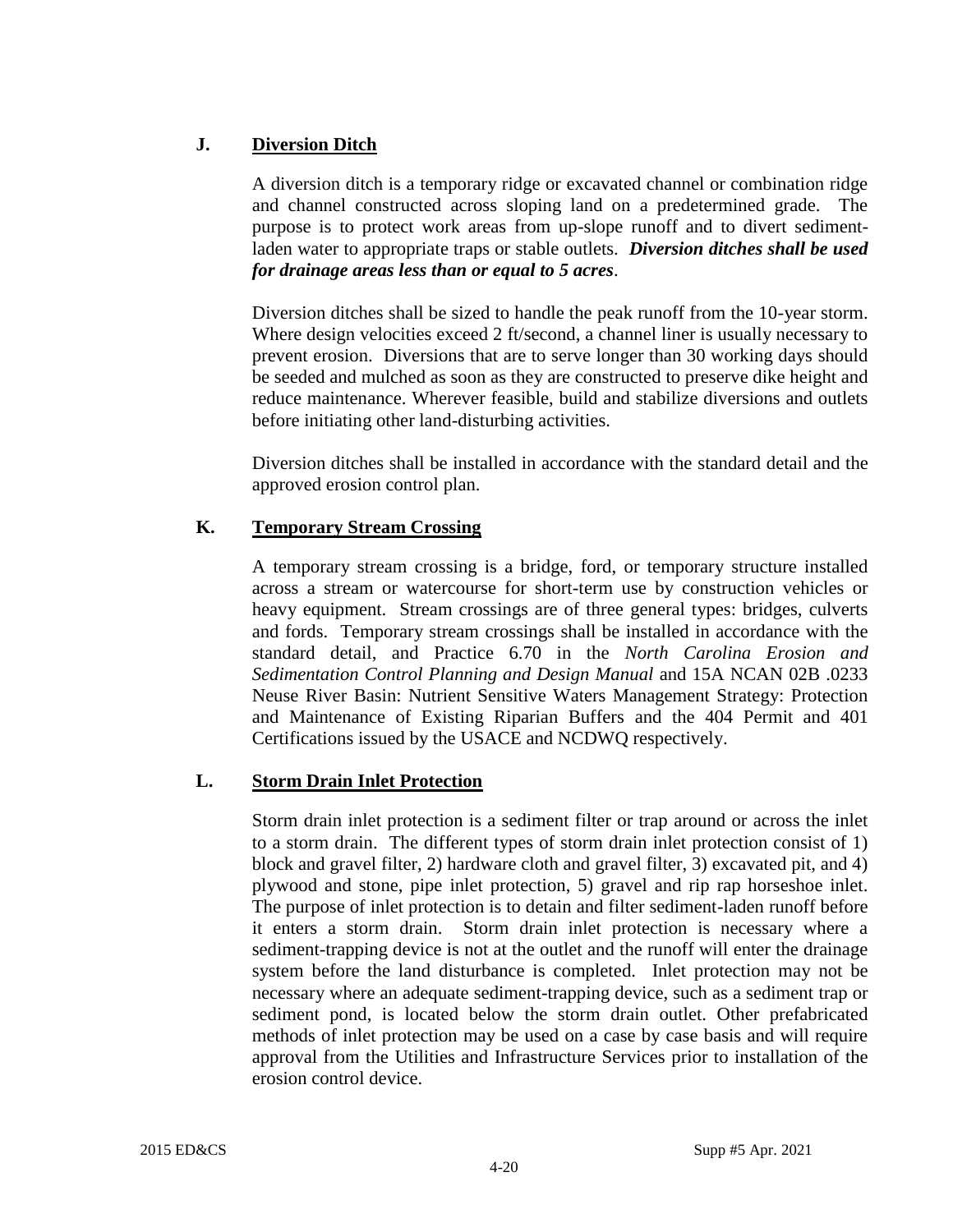### J. Diversion Ditch

A diversion ditch is a temporary ridge or excavated channel or combination ridge and channel constructed across sloping land on a predetermined grade. The purpose is to protect work areas from up-slope runoff and to divert sediment-laden water to appropriate traps or stable outlets. ***Diversion ditches shall be used for drainage areas less than or equal to 5 acres***.

Diversion ditches shall be sized to handle the peak runoff from the 10-year storm. Where design velocities exceed 2 ft/second, a channel liner is usually necessary to prevent erosion. Diversions that are to serve longer than 30 working days should be seeded and mulched as soon as they are constructed to preserve dike height and reduce maintenance. Wherever feasible, build and stabilize diversions and outlets before initiating other land-disturbing activities.

Diversion ditches shall be installed in accordance with the standard detail and the approved erosion control plan.

### K. Temporary Stream Crossing

A temporary stream crossing is a bridge, ford, or temporary structure installed across a stream or watercourse for short-term use by construction vehicles or heavy equipment. Stream crossings are of three general types: bridges, culverts and fords. Temporary stream crossings shall be installed in accordance with the standard detail, and Practice 6.70 in the *North Carolina Erosion and Sedimentation Control Planning and Design Manual* and 15A NCAN 02B .0233 Neuse River Basin: Nutrient Sensitive Waters Management Strategy: Protection and Maintenance of Existing Riparian Buffers and the 404 Permit and 401 Certifications issued by the USACE and NCDWQ respectively.

### L. Storm Drain Inlet Protection

Storm drain inlet protection is a sediment filter or trap around or across the inlet to a storm drain. The different types of storm drain inlet protection consist of 1) block and gravel filter, 2) hardware cloth and gravel filter, 3) excavated pit, and 4) plywood and stone, pipe inlet protection, 5) gravel and rip rap horseshoe inlet. The purpose of inlet protection is to detain and filter sediment-laden runoff before it enters a storm drain. Storm drain inlet protection is necessary where a sediment-trapping device is not at the outlet and the runoff will enter the drainage system before the land disturbance is completed. Inlet protection may not be necessary where an adequate sediment-trapping device, such as a sediment trap or sediment pond, is located below the storm drain outlet. Other prefabricated methods of inlet protection may be used on a case by case basis and will require approval from the Utilities and Infrastructure Services prior to installation of the erosion control device.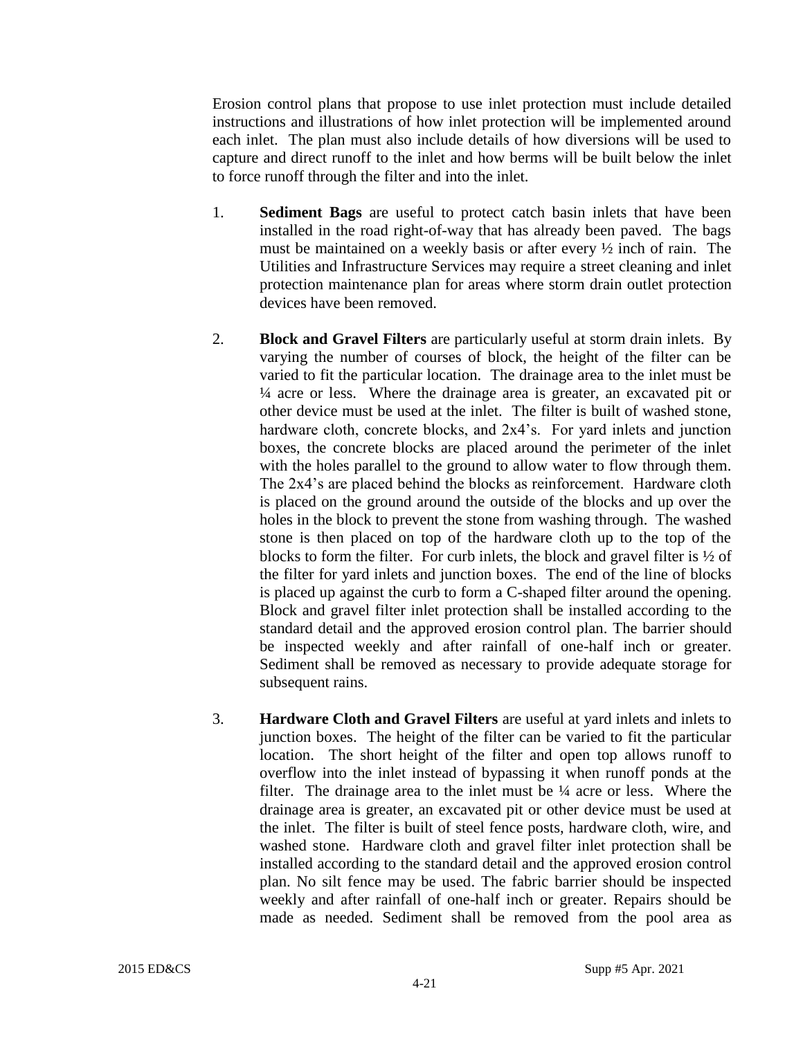Erosion control plans that propose to use inlet protection must include detailed instructions and illustrations of how inlet protection will be implemented around each inlet. The plan must also include details of how diversions will be used to capture and direct runoff to the inlet and how berms will be built below the inlet to force runoff through the filter and into the inlet.

1. **Sediment Bags** are useful to protect catch basin inlets that have been installed in the road right-of-way that has already been paved. The bags must be maintained on a weekly basis or after every ½ inch of rain. The Utilities and Infrastructure Services may require a street cleaning and inlet protection maintenance plan for areas where storm drain outlet protection devices have been removed.

2. **Block and Gravel Filters** are particularly useful at storm drain inlets. By varying the number of courses of block, the height of the filter can be varied to fit the particular location. The drainage area to the inlet must be ¼ acre or less. Where the drainage area is greater, an excavated pit or other device must be used at the inlet. The filter is built of washed stone, hardware cloth, concrete blocks, and 2x4's. For yard inlets and junction boxes, the concrete blocks are placed around the perimeter of the inlet with the holes parallel to the ground to allow water to flow through them. The 2x4's are placed behind the blocks as reinforcement. Hardware cloth is placed on the ground around the outside of the blocks and up over the holes in the block to prevent the stone from washing through. The washed stone is then placed on top of the hardware cloth up to the top of the blocks to form the filter. For curb inlets, the block and gravel filter is ½ of the filter for yard inlets and junction boxes. The end of the line of blocks is placed up against the curb to form a C-shaped filter around the opening. Block and gravel filter inlet protection shall be installed according to the standard detail and the approved erosion control plan. The barrier should be inspected weekly and after rainfall of one-half inch or greater. Sediment shall be removed as necessary to provide adequate storage for subsequent rains.

3. **Hardware Cloth and Gravel Filters** are useful at yard inlets and inlets to junction boxes. The height of the filter can be varied to fit the particular location. The short height of the filter and open top allows runoff to overflow into the inlet instead of bypassing it when runoff ponds at the filter. The drainage area to the inlet must be ¼ acre or less. Where the drainage area is greater, an excavated pit or other device must be used at the inlet. The filter is built of steel fence posts, hardware cloth, wire, and washed stone. Hardware cloth and gravel filter inlet protection shall be installed according to the standard detail and the approved erosion control plan. No silt fence may be used. The fabric barrier should be inspected weekly and after rainfall of one-half inch or greater. Repairs should be made as needed. Sediment shall be removed from the pool area as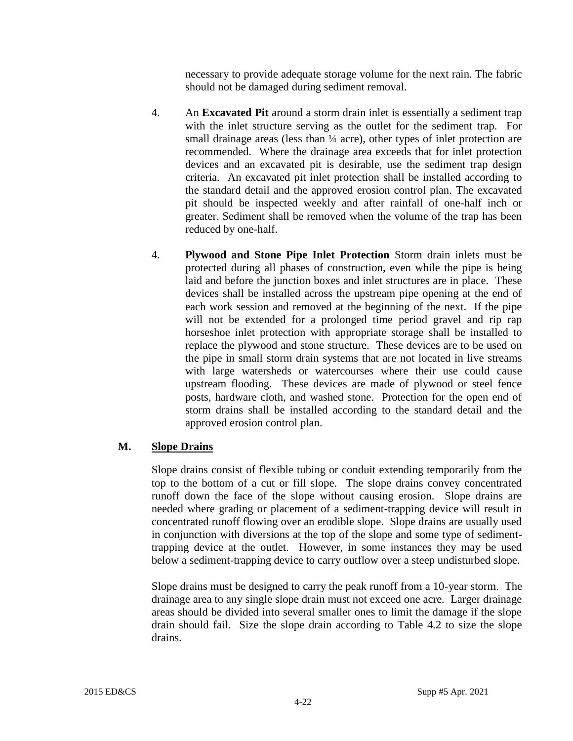necessary to provide adequate storage volume for the next rain. The fabric should not be damaged during sediment removal.

4. An **Excavated Pit** around a storm drain inlet is essentially a sediment trap with the inlet structure serving as the outlet for the sediment trap. For small drainage areas (less than ¼ acre), other types of inlet protection are recommended. Where the drainage area exceeds that for inlet protection devices and an excavated pit is desirable, use the sediment trap design criteria. An excavated pit inlet protection shall be installed according to the standard detail and the approved erosion control plan. The excavated pit should be inspected weekly and after rainfall of one-half inch or greater. Sediment shall be removed when the volume of the trap has been reduced by one-half.

4. **Plywood and Stone Pipe Inlet Protection** Storm drain inlets must be protected during all phases of construction, even while the pipe is being laid and before the junction boxes and inlet structures are in place. These devices shall be installed across the upstream pipe opening at the end of each work session and removed at the beginning of the next. If the pipe will not be extended for a prolonged time period gravel and rip rap horseshoe inlet protection with appropriate storage shall be installed to replace the plywood and stone structure. These devices are to be used on the pipe in small storm drain systems that are not located in live streams with large watersheds or watercourses where their use could cause upstream flooding. These devices are made of plywood or steel fence posts, hardware cloth, and washed stone. Protection for the open end of storm drains shall be installed according to the standard detail and the approved erosion control plan.

## M. Slope Drains

Slope drains consist of flexible tubing or conduit extending temporarily from the top to the bottom of a cut or fill slope. The slope drains convey concentrated runoff down the face of the slope without causing erosion. Slope drains are needed where grading or placement of a sediment-trapping device will result in concentrated runoff flowing over an erodible slope. Slope drains are usually used in conjunction with diversions at the top of the slope and some type of sediment-trapping device at the outlet. However, in some instances they may be used below a sediment-trapping device to carry outflow over a steep undisturbed slope.

Slope drains must be designed to carry the peak runoff from a 10-year storm. The drainage area to any single slope drain must not exceed one acre. Larger drainage areas should be divided into several smaller ones to limit the damage if the slope drain should fail. Size the slope drain according to Table 4.2 to size the slope drains.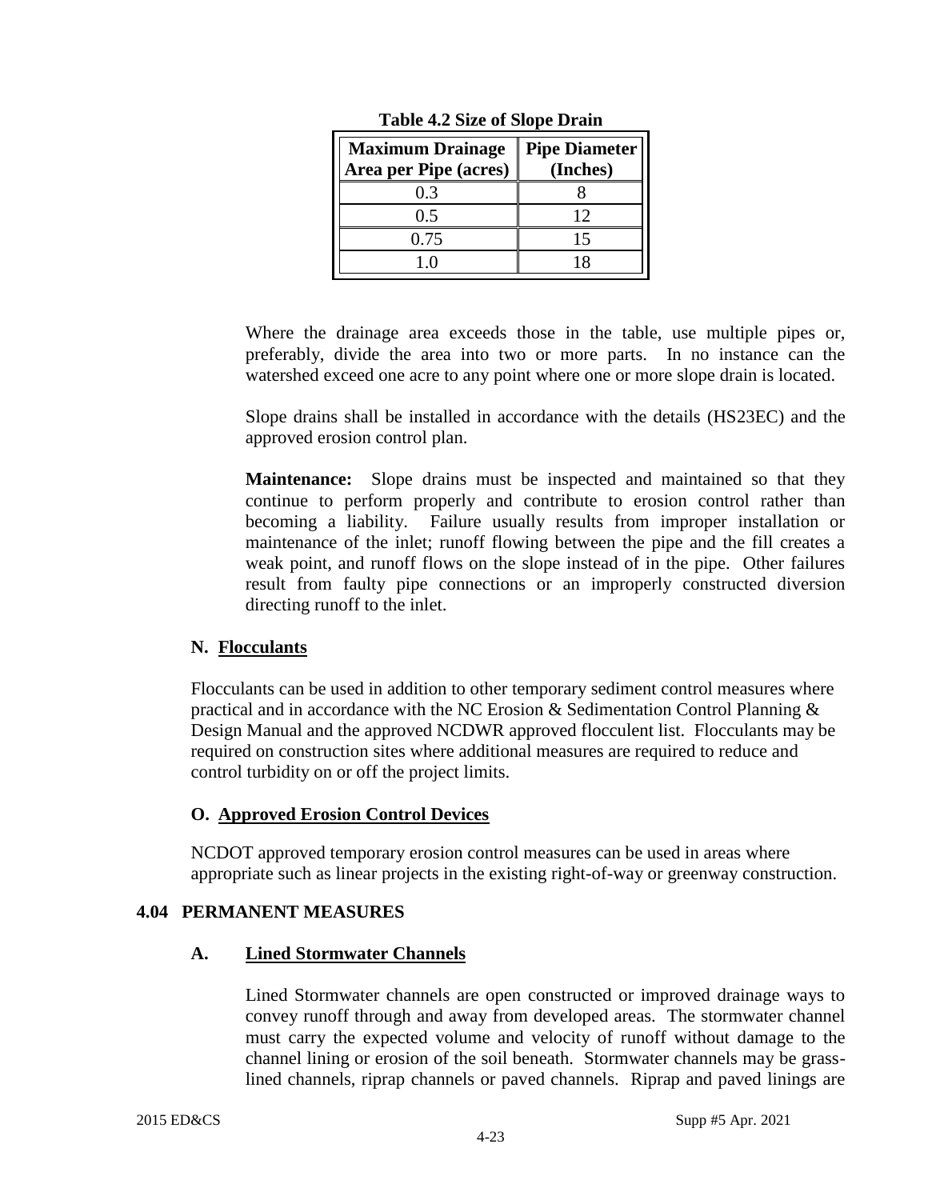**Table 4.2 Size of Slope Drain**

| Maximum Drainage Area per Pipe (acres) | Pipe Diameter (Inches) |
|---|---|
| 0.3 | 8 |
| 0.5 | 12 |
| 0.75 | 15 |
| 1.0 | 18 |

Where the drainage area exceeds those in the table, use multiple pipes or, preferably, divide the area into two or more parts. In no instance can the watershed exceed one acre to any point where one or more slope drain is located.

Slope drains shall be installed in accordance with the details (HS23EC) and the approved erosion control plan.

**Maintenance:** Slope drains must be inspected and maintained so that they continue to perform properly and contribute to erosion control rather than becoming a liability. Failure usually results from improper installation or maintenance of the inlet; runoff flowing between the pipe and the fill creates a weak point, and runoff flows on the slope instead of in the pipe. Other failures result from faulty pipe connections or an improperly constructed diversion directing runoff to the inlet.

### N. Flocculants

Flocculants can be used in addition to other temporary sediment control measures where practical and in accordance with the NC Erosion & Sedimentation Control Planning & Design Manual and the approved NCDWR approved flocculent list. Flocculants may be required on construction sites where additional measures are required to reduce and control turbidity on or off the project limits.

### O. Approved Erosion Control Devices

NCDOT approved temporary erosion control measures can be used in areas where appropriate such as linear projects in the existing right-of-way or greenway construction.

## 4.04 PERMANENT MEASURES

### A. Lined Stormwater Channels

Lined Stormwater channels are open constructed or improved drainage ways to convey runoff through and away from developed areas. The stormwater channel must carry the expected volume and velocity of runoff without damage to the channel lining or erosion of the soil beneath. Stormwater channels may be grass-lined channels, riprap channels or paved channels. Riprap and paved linings are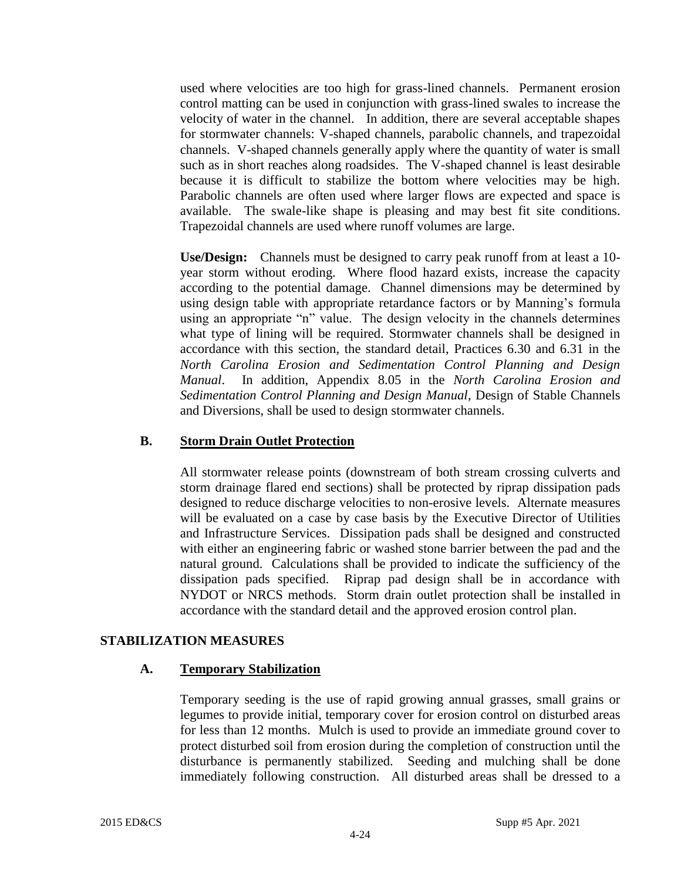used where velocities are too high for grass-lined channels. Permanent erosion control matting can be used in conjunction with grass-lined swales to increase the velocity of water in the channel. In addition, there are several acceptable shapes for stormwater channels: V-shaped channels, parabolic channels, and trapezoidal channels. V-shaped channels generally apply where the quantity of water is small such as in short reaches along roadsides. The V-shaped channel is least desirable because it is difficult to stabilize the bottom where velocities may be high. Parabolic channels are often used where larger flows are expected and space is available. The swale-like shape is pleasing and may best fit site conditions. Trapezoidal channels are used where runoff volumes are large.

**Use/Design:** Channels must be designed to carry peak runoff from at least a 10-year storm without eroding. Where flood hazard exists, increase the capacity according to the potential damage. Channel dimensions may be determined by using design table with appropriate retardance factors or by Manning's formula using an appropriate "n" value. The design velocity in the channels determines what type of lining will be required. Stormwater channels shall be designed in accordance with this section, the standard detail, Practices 6.30 and 6.31 in the *North Carolina Erosion and Sedimentation Control Planning and Design Manual*. In addition, Appendix 8.05 in the *North Carolina Erosion and Sedimentation Control Planning and Design Manual*, Design of Stable Channels and Diversions, shall be used to design stormwater channels.

### B. Storm Drain Outlet Protection

All stormwater release points (downstream of both stream crossing culverts and storm drainage flared end sections) shall be protected by riprap dissipation pads designed to reduce discharge velocities to non-erosive levels. Alternate measures will be evaluated on a case by case basis by the Executive Director of Utilities and Infrastructure Services. Dissipation pads shall be designed and constructed with either an engineering fabric or washed stone barrier between the pad and the natural ground. Calculations shall be provided to indicate the sufficiency of the dissipation pads specified. Riprap pad design shall be in accordance with NYDOT or NRCS methods. Storm drain outlet protection shall be installed in accordance with the standard detail and the approved erosion control plan.

## STABILIZATION MEASURES

### A. Temporary Stabilization

Temporary seeding is the use of rapid growing annual grasses, small grains or legumes to provide initial, temporary cover for erosion control on disturbed areas for less than 12 months. Mulch is used to provide an immediate ground cover to protect disturbed soil from erosion during the completion of construction until the disturbance is permanently stabilized. Seeding and mulching shall be done immediately following construction. All disturbed areas shall be dressed to a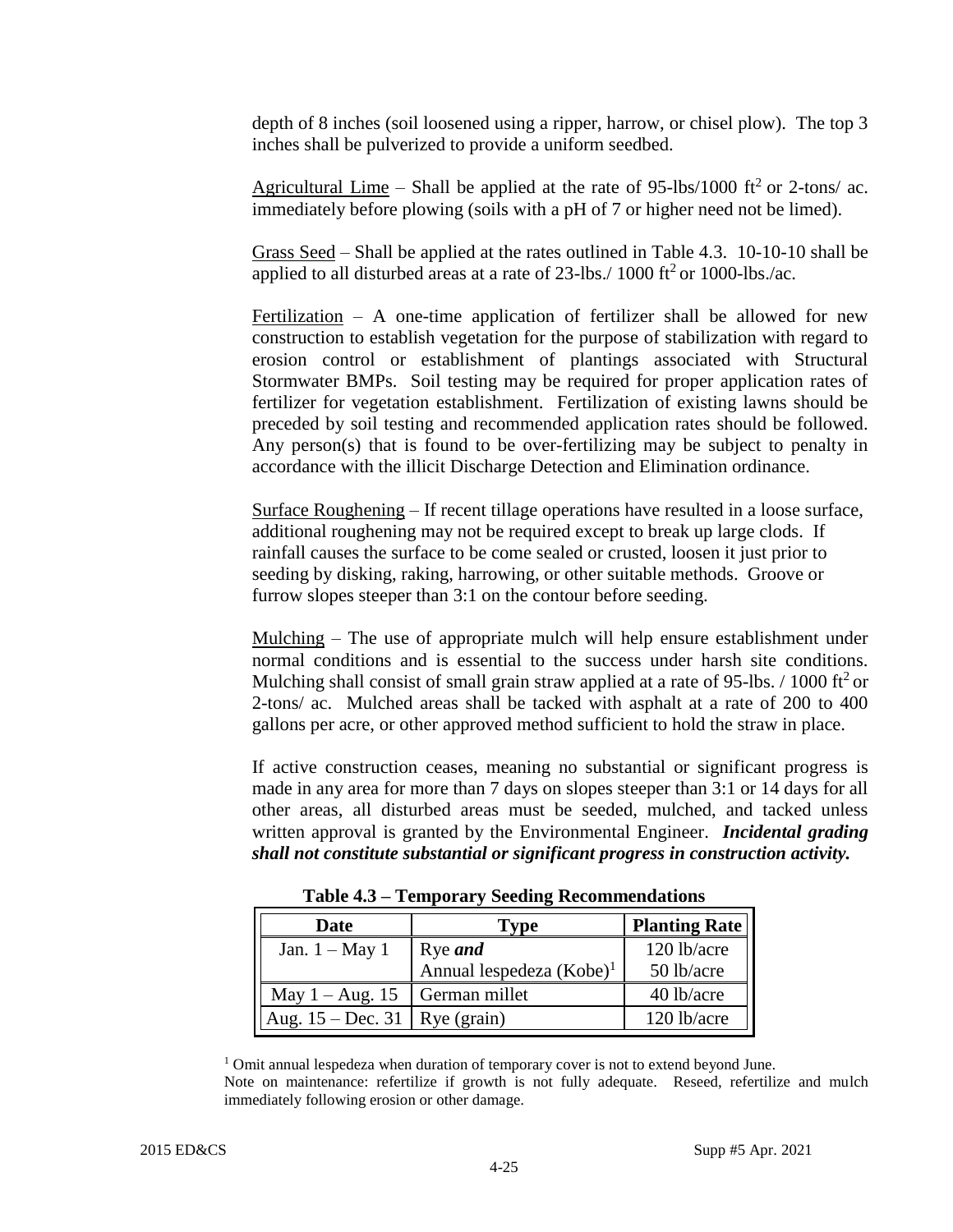depth of 8 inches (soil loosened using a ripper, harrow, or chisel plow). The top 3 inches shall be pulverized to provide a uniform seedbed.

Agricultural Lime – Shall be applied at the rate of 95-lbs/1000 $ft^2$ or 2-tons/ ac. immediately before plowing (soils with a pH of 7 or higher need not be limed).

Grass Seed – Shall be applied at the rates outlined in Table 4.3. 10-10-10 shall be applied to all disturbed areas at a rate of 23-lbs./ 1000 $ft^2$ or 1000-lbs./ac.

Fertilization – A one-time application of fertilizer shall be allowed for new construction to establish vegetation for the purpose of stabilization with regard to erosion control or establishment of plantings associated with Structural Stormwater BMPs. Soil testing may be required for proper application rates of fertilizer for vegetation establishment. Fertilization of existing lawns should be preceded by soil testing and recommended application rates should be followed. Any person(s) that is found to be over-fertilizing may be subject to penalty in accordance with the illicit Discharge Detection and Elimination ordinance.

Surface Roughening – If recent tillage operations have resulted in a loose surface, additional roughening may not be required except to break up large clods. If rainfall causes the surface to be come sealed or crusted, loosen it just prior to seeding by disking, raking, harrowing, or other suitable methods. Groove or furrow slopes steeper than 3:1 on the contour before seeding.

Mulching – The use of appropriate mulch will help ensure establishment under normal conditions and is essential to the success under harsh site conditions. Mulching shall consist of small grain straw applied at a rate of 95-lbs. / 1000 $ft^2$ or 2-tons/ ac. Mulched areas shall be tacked with asphalt at a rate of 200 to 400 gallons per acre, or other approved method sufficient to hold the straw in place.

If active construction ceases, meaning no substantial or significant progress is made in any area for more than 7 days on slopes steeper than 3:1 or 14 days for all other areas, all disturbed areas must be seeded, mulched, and tacked unless written approval is granted by the Environmental Engineer. ***Incidental grading shall not constitute substantial or significant progress in construction activity.***

**Table 4.3 – Temporary Seeding Recommendations**

| Date | Type | Planting Rate |
|---|---|---|
| Jan. 1 – May 1 | Rye ***and*** | 120 lb/acre |
| | Annual lespedeza (Kobe)[1] | 50 lb/acre |
| May 1 – Aug. 15 | German millet | 40 lb/acre |
| Aug. 15 – Dec. 31 | Rye (grain) | 120 lb/acre |

[1] Omit annual lespedeza when duration of temporary cover is not to extend beyond June.

Note on maintenance: refertilize if growth is not fully adequate. Reseed, refertilize and mulch immediately following erosion or other damage.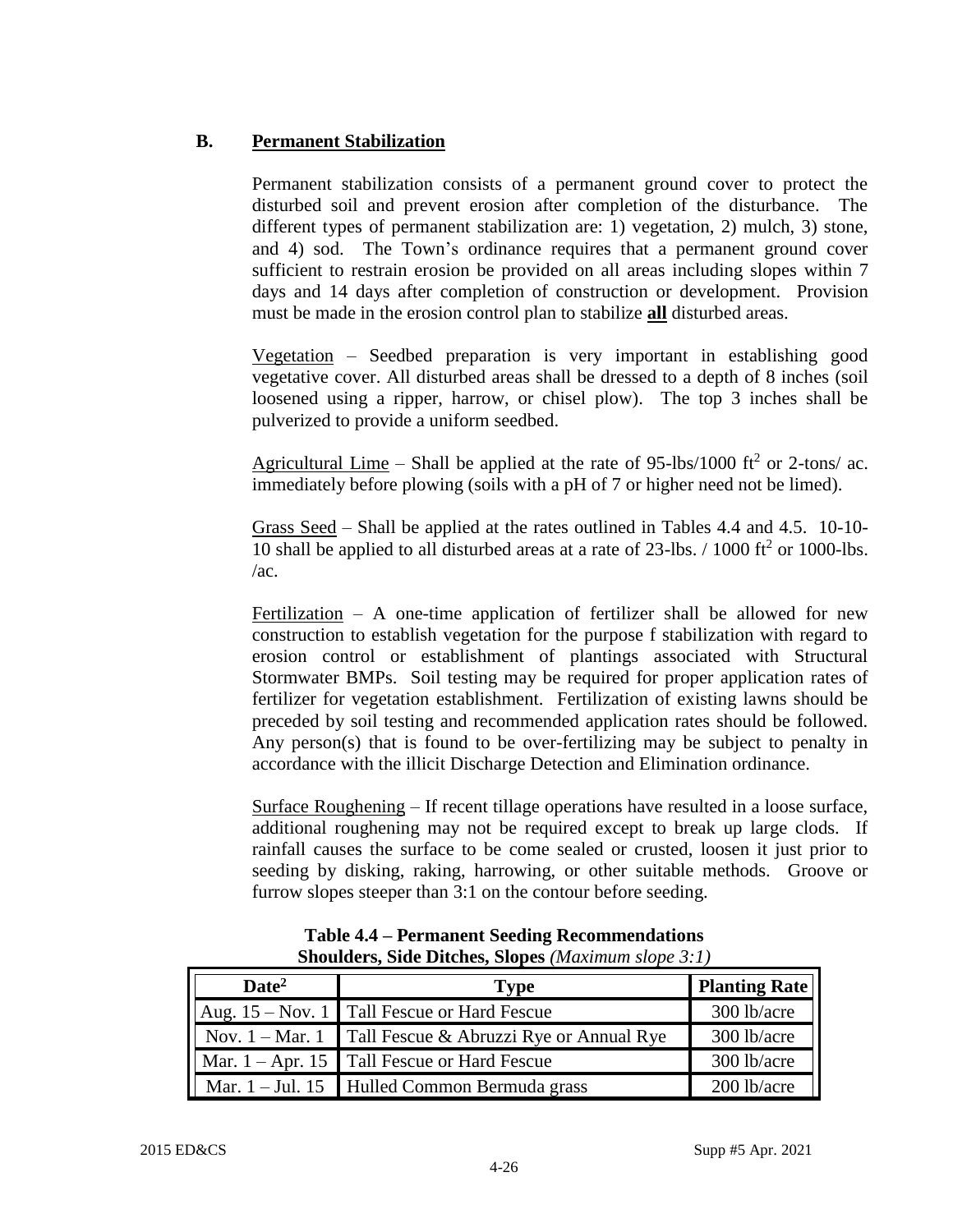## B. <u>Permanent Stabilization</u>

Permanent stabilization consists of a permanent ground cover to protect the disturbed soil and prevent erosion after completion of the disturbance. The different types of permanent stabilization are: 1) vegetation, 2) mulch, 3) stone, and 4) sod. The Town's ordinance requires that a permanent ground cover sufficient to restrain erosion be provided on all areas including slopes within 7 days and 14 days after completion of construction or development. Provision must be made in the erosion control plan to stabilize **<u>all</u>** disturbed areas.

<u>Vegetation</u> – Seedbed preparation is very important in establishing good vegetative cover. All disturbed areas shall be dressed to a depth of 8 inches (soil loosened using a ripper, harrow, or chisel plow). The top 3 inches shall be pulverized to provide a uniform seedbed.

<u>Agricultural Lime</u> – Shall be applied at the rate of 95-lbs/1000 $ft^2$ or 2-tons/ ac. immediately before plowing (soils with a pH of 7 or higher need not be limed).

<u>Grass Seed</u> – Shall be applied at the rates outlined in Tables 4.4 and 4.5. 10-10-10 shall be applied to all disturbed areas at a rate of 23-lbs. / 1000 $ft^2$ or 1000-lbs. /ac.

<u>Fertilization</u> – A one-time application of fertilizer shall be allowed for new construction to establish vegetation for the purpose f stabilization with regard to erosion control or establishment of plantings associated with Structural Stormwater BMPs. Soil testing may be required for proper application rates of fertilizer for vegetation establishment. Fertilization of existing lawns should be preceded by soil testing and recommended application rates should be followed. Any person(s) that is found to be over-fertilizing may be subject to penalty in accordance with the illicit Discharge Detection and Elimination ordinance.

<u>Surface Roughening</u> – If recent tillage operations have resulted in a loose surface, additional roughening may not be required except to break up large clods. If rainfall causes the surface to be come sealed or crusted, loosen it just prior to seeding by disking, raking, harrowing, or other suitable methods. Groove or furrow slopes steeper than 3:1 on the contour before seeding.

**Table 4.4 – Permanent Seeding Recommendations**
**Shoulders, Side Ditches, Slopes** *(Maximum slope 3:1)*

| Date[2] | Type | Planting Rate |
|---|---|---|
| Aug. 15 – Nov. 1 | Tall Fescue or Hard Fescue | 300 lb/acre |
| Nov. 1 – Mar. 1 | Tall Fescue & Abruzzi Rye or Annual Rye | 300 lb/acre |
| Mar. 1 – Apr. 15 | Tall Fescue or Hard Fescue | 300 lb/acre |
| Mar. 1 – Jul. 15 | Hulled Common Bermuda grass | 200 lb/acre |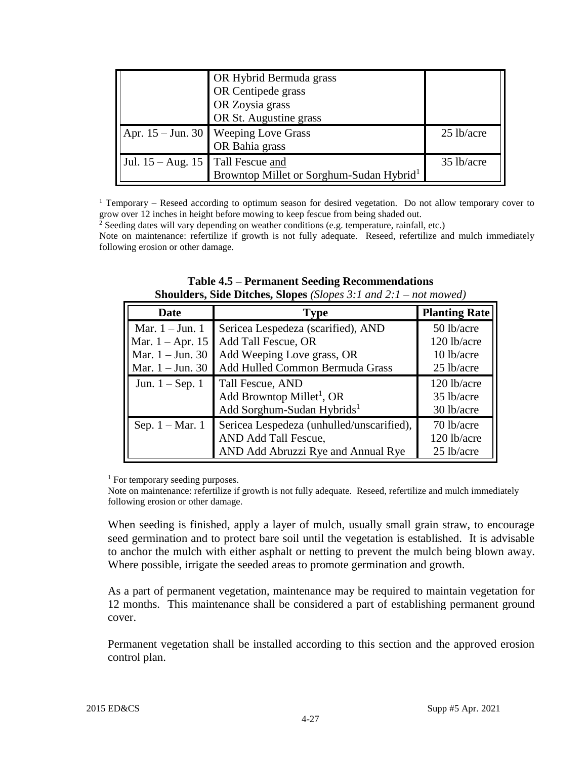| | | |
|---|---|---|
| | OR Hybrid Bermuda grass<br>OR Centipede grass<br>OR Zoysia grass<br>OR St. Augustine grass | |
| Apr. 15 – Jun. 30 | Weeping Love Grass<br>OR Bahia grass | 25 lb/acre |
| Jul. 15 – Aug. 15 | Tall Fescue and<br>Browntop Millet or Sorghum-Sudan Hybrid[1] | 35 lb/acre |

[1] Temporary – Reseed according to optimum season for desired vegetation. Do not allow temporary cover to grow over 12 inches in height before mowing to keep fescue from being shaded out.

[2] Seeding dates will vary depending on weather conditions (e.g. temperature, rainfall, etc.)

Note on maintenance: refertilize if growth is not fully adequate. Reseed, refertilize and mulch immediately following erosion or other damage.

**Table 4.5 – Permanent Seeding Recommendations**
**Shoulders, Side Ditches, Slopes** *(Slopes 3:1 and 2:1 – not mowed)*

| Date | Type | Planting Rate |
|---|---|---|
| Mar. 1 – Jun. 1<br>Mar. 1 – Apr. 15<br>Mar. 1 – Jun. 30<br>Mar. 1 – Jun. 30 | Sericea Lespedeza (scarified), AND<br>Add Tall Fescue, OR<br>Add Weeping Love grass, OR<br>Add Hulled Common Bermuda Grass | 50 lb/acre<br>120 lb/acre<br>10 lb/acre<br>25 lb/acre |
| Jun. 1 – Sep. 1 | Tall Fescue, AND<br>Add Browntop Millet[1], OR<br>Add Sorghum-Sudan Hybrids[1] | 120 lb/acre<br>35 lb/acre<br>30 lb/acre |
| Sep. 1 – Mar. 1 | Sericea Lespedeza (unhulled/unscarified),<br>AND Add Tall Fescue,<br>AND Add Abruzzi Rye and Annual Rye | 70 lb/acre<br>120 lb/acre<br>25 lb/acre |

[1] For temporary seeding purposes.

Note on maintenance: refertilize if growth is not fully adequate. Reseed, refertilize and mulch immediately following erosion or other damage.

When seeding is finished, apply a layer of mulch, usually small grain straw, to encourage seed germination and to protect bare soil until the vegetation is established. It is advisable to anchor the mulch with either asphalt or netting to prevent the mulch being blown away. Where possible, irrigate the seeded areas to promote germination and growth.

As a part of permanent vegetation, maintenance may be required to maintain vegetation for 12 months. This maintenance shall be considered a part of establishing permanent ground cover.

Permanent vegetation shall be installed according to this section and the approved erosion control plan.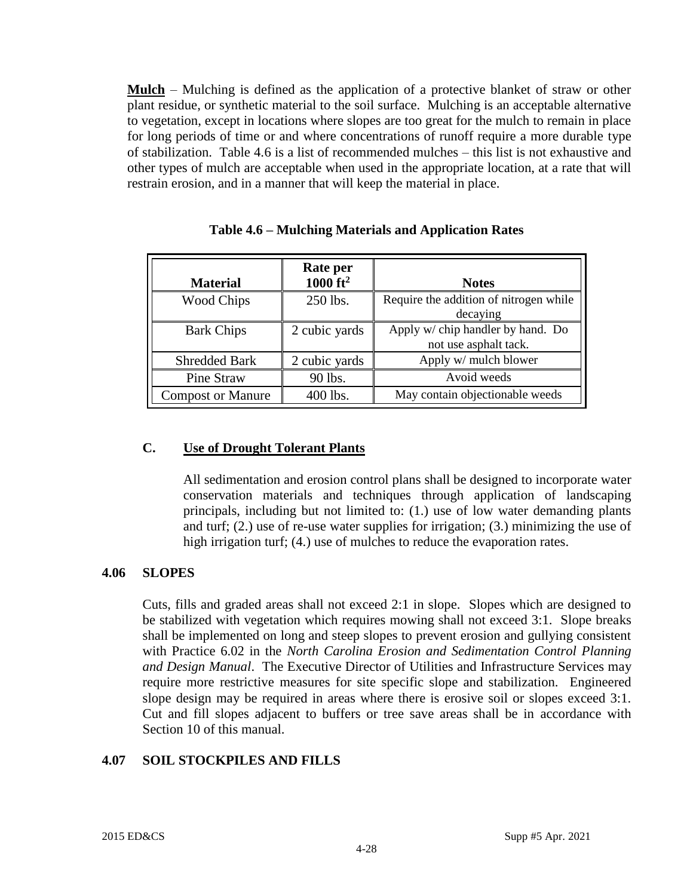**Mulch** – Mulching is defined as the application of a protective blanket of straw or other plant residue, or synthetic material to the soil surface. Mulching is an acceptable alternative to vegetation, except in locations where slopes are too great for the mulch to remain in place for long periods of time or and where concentrations of runoff require a more durable type of stabilization. Table 4.6 is a list of recommended mulches – this list is not exhaustive and other types of mulch are acceptable when used in the appropriate location, at a rate that will restrain erosion, and in a manner that will keep the material in place.

**Table 4.6 – Mulching Materials and Application Rates**

| Material | Rate per 1000 $ft^2$ | Notes |
|---|---|---|
| Wood Chips | 250 lbs. | Require the addition of nitrogen while decaying |
| Bark Chips | 2 cubic yards | Apply w/ chip handler by hand. Do not use asphalt tack. |
| Shredded Bark | 2 cubic yards | Apply w/ mulch blower |
| Pine Straw | 90 lbs. | Avoid weeds |
| Compost or Manure | 400 lbs. | May contain objectionable weeds |

### C. Use of Drought Tolerant Plants

All sedimentation and erosion control plans shall be designed to incorporate water conservation materials and techniques through application of landscaping principals, including but not limited to: (1.) use of low water demanding plants and turf; (2.) use of re-use water supplies for irrigation; (3.) minimizing the use of high irrigation turf; (4.) use of mulches to reduce the evaporation rates.

## 4.06 SLOPES

Cuts, fills and graded areas shall not exceed 2:1 in slope. Slopes which are designed to be stabilized with vegetation which requires mowing shall not exceed 3:1. Slope breaks shall be implemented on long and steep slopes to prevent erosion and gullying consistent with Practice 6.02 in the *North Carolina Erosion and Sedimentation Control Planning and Design Manual*. The Executive Director of Utilities and Infrastructure Services may require more restrictive measures for site specific slope and stabilization. Engineered slope design may be required in areas where there is erosive soil or slopes exceed 3:1. Cut and fill slopes adjacent to buffers or tree save areas shall be in accordance with Section 10 of this manual.

## 4.07 SOIL STOCKPILES AND FILLS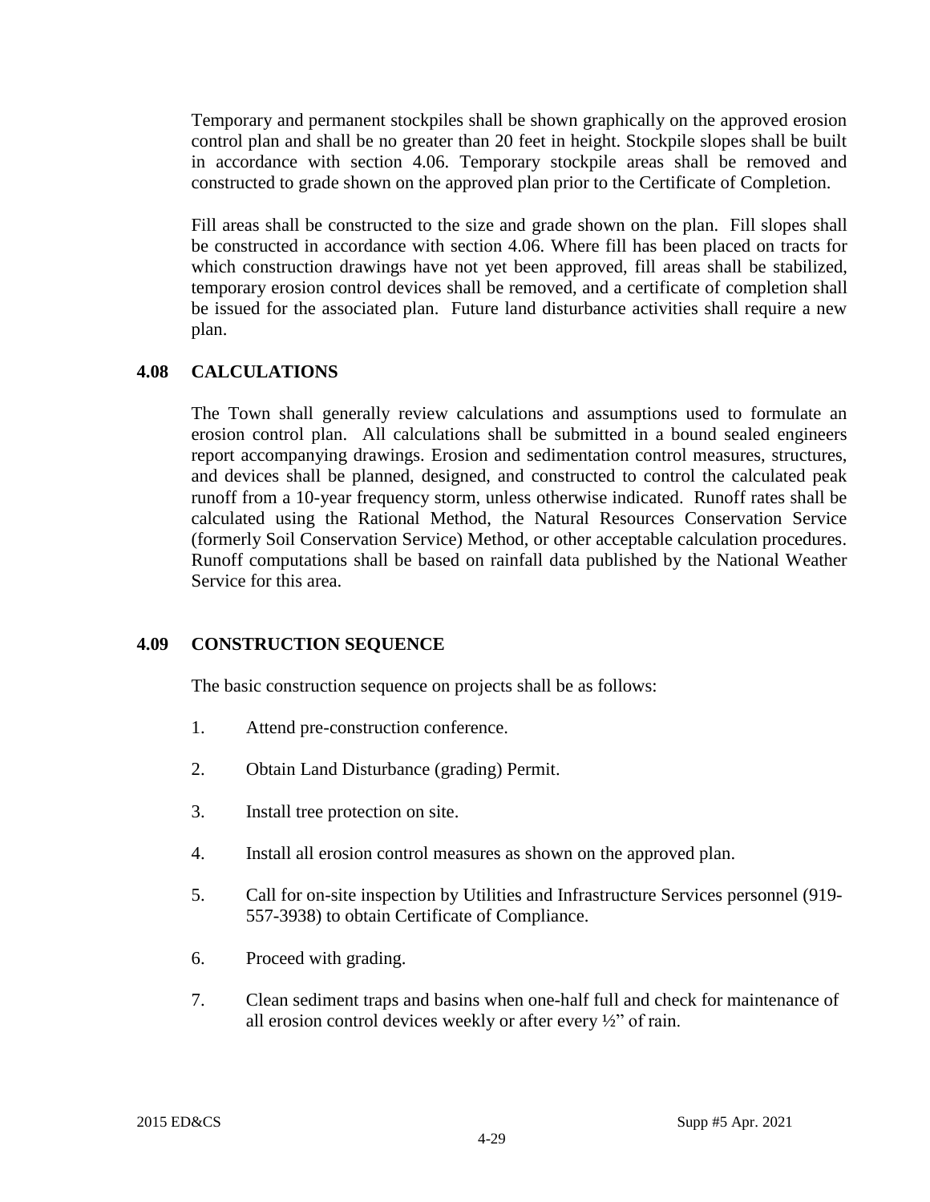Temporary and permanent stockpiles shall be shown graphically on the approved erosion control plan and shall be no greater than 20 feet in height. Stockpile slopes shall be built in accordance with section 4.06. Temporary stockpile areas shall be removed and constructed to grade shown on the approved plan prior to the Certificate of Completion.

Fill areas shall be constructed to the size and grade shown on the plan. Fill slopes shall be constructed in accordance with section 4.06. Where fill has been placed on tracts for which construction drawings have not yet been approved, fill areas shall be stabilized, temporary erosion control devices shall be removed, and a certificate of completion shall be issued for the associated plan. Future land disturbance activities shall require a new plan.

## 4.08 CALCULATIONS

The Town shall generally review calculations and assumptions used to formulate an erosion control plan. All calculations shall be submitted in a bound sealed engineers report accompanying drawings. Erosion and sedimentation control measures, structures, and devices shall be planned, designed, and constructed to control the calculated peak runoff from a 10-year frequency storm, unless otherwise indicated. Runoff rates shall be calculated using the Rational Method, the Natural Resources Conservation Service (formerly Soil Conservation Service) Method, or other acceptable calculation procedures. Runoff computations shall be based on rainfall data published by the National Weather Service for this area.

## 4.09 CONSTRUCTION SEQUENCE

The basic construction sequence on projects shall be as follows:

1. Attend pre-construction conference.
2. Obtain Land Disturbance (grading) Permit.
3. Install tree protection on site.
4. Install all erosion control measures as shown on the approved plan.
5. Call for on-site inspection by Utilities and Infrastructure Services personnel (919-557-3938) to obtain Certificate of Compliance.
6. Proceed with grading.
7. Clean sediment traps and basins when one-half full and check for maintenance of all erosion control devices weekly or after every ½" of rain.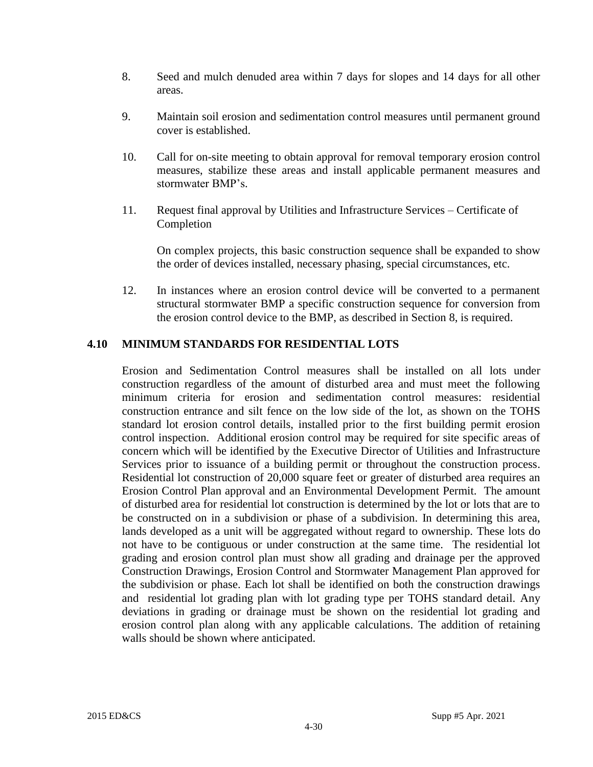8. Seed and mulch denuded area within 7 days for slopes and 14 days for all other areas.

9. Maintain soil erosion and sedimentation control measures until permanent ground cover is established.

10. Call for on-site meeting to obtain approval for removal temporary erosion control measures, stabilize these areas and install applicable permanent measures and stormwater BMP's.

11. Request final approval by Utilities and Infrastructure Services – Certificate of Completion

    On complex projects, this basic construction sequence shall be expanded to show the order of devices installed, necessary phasing, special circumstances, etc.

12. In instances where an erosion control device will be converted to a permanent structural stormwater BMP a specific construction sequence for conversion from the erosion control device to the BMP, as described in Section 8, is required.

## 4.10 MINIMUM STANDARDS FOR RESIDENTIAL LOTS

Erosion and Sedimentation Control measures shall be installed on all lots under construction regardless of the amount of disturbed area and must meet the following minimum criteria for erosion and sedimentation control measures: residential construction entrance and silt fence on the low side of the lot, as shown on the TOHS standard lot erosion control details, installed prior to the first building permit erosion control inspection. Additional erosion control may be required for site specific areas of concern which will be identified by the Executive Director of Utilities and Infrastructure Services prior to issuance of a building permit or throughout the construction process. Residential lot construction of 20,000 square feet or greater of disturbed area requires an Erosion Control Plan approval and an Environmental Development Permit. The amount of disturbed area for residential lot construction is determined by the lot or lots that are to be constructed on in a subdivision or phase of a subdivision. In determining this area, lands developed as a unit will be aggregated without regard to ownership. These lots do not have to be contiguous or under construction at the same time. The residential lot grading and erosion control plan must show all grading and drainage per the approved Construction Drawings, Erosion Control and Stormwater Management Plan approved for the subdivision or phase. Each lot shall be identified on both the construction drawings and residential lot grading plan with lot grading type per TOHS standard detail. Any deviations in grading or drainage must be shown on the residential lot grading and erosion control plan along with any applicable calculations. The addition of retaining walls should be shown where anticipated.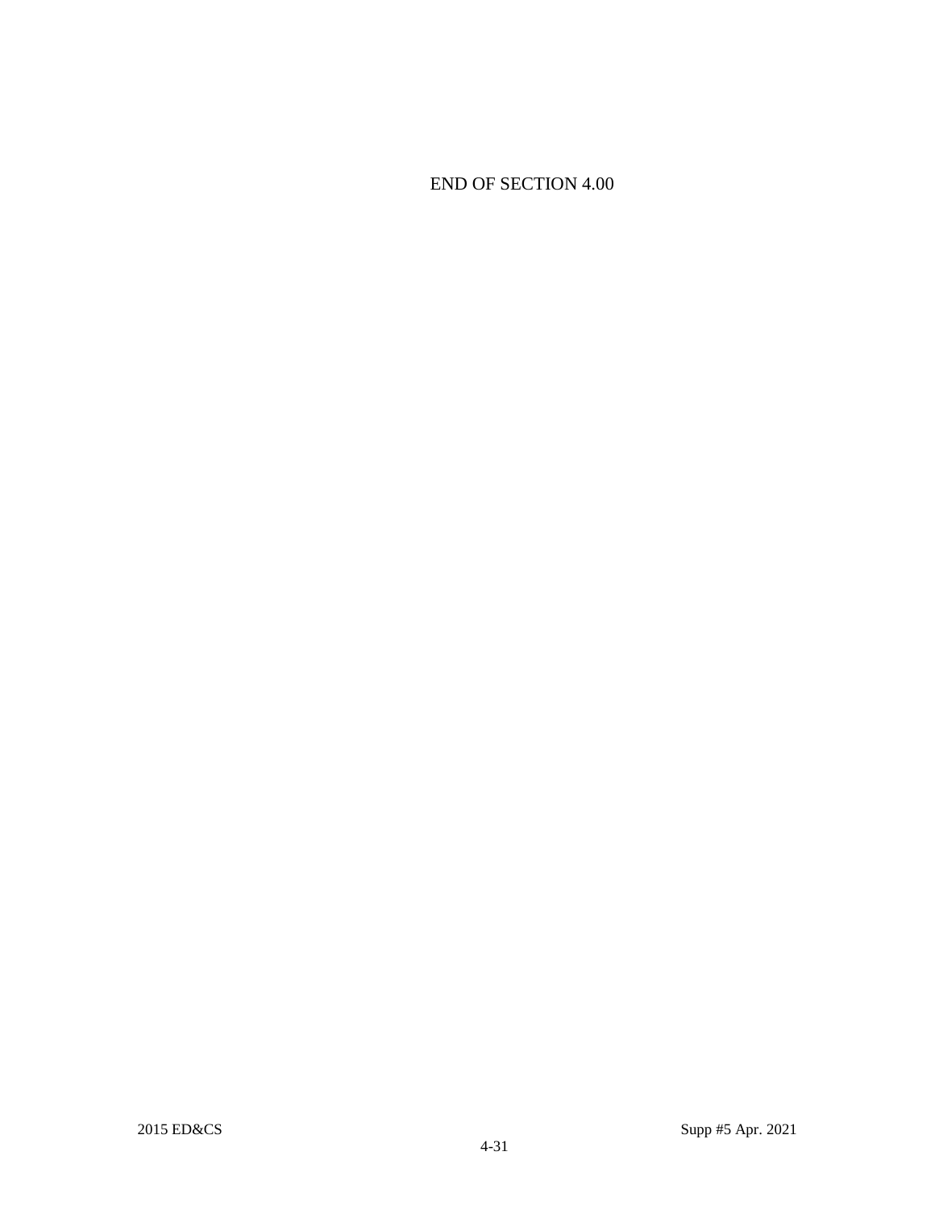END OF SECTION 4.00